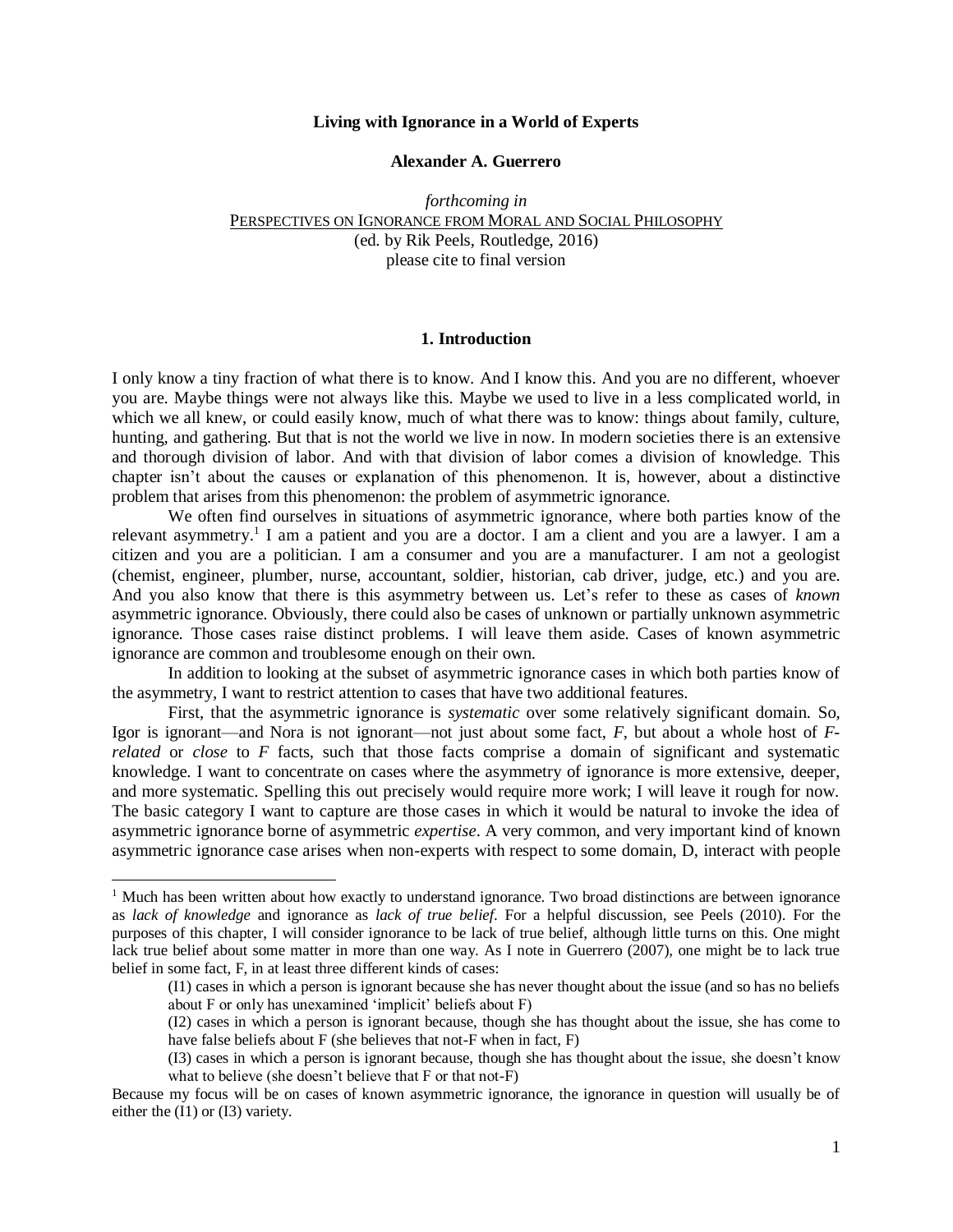# Living with Ignorance in a World of Experts

**Alexander A. Guerrero**

*forthcoming in*
PERSPECTIVES ON IGNORANCE FROM MORAL AND SOCIAL PHILOSOPHY
(ed. by Rik Peels, Routledge, 2016)
please cite to final version

## 1. Introduction

I only know a tiny fraction of what there is to know. And I know this. And you are no different, whoever you are. Maybe things were not always like this. Maybe we used to live in a less complicated world, in which we all knew, or could easily know, much of what there was to know: things about family, culture, hunting, and gathering. But that is not the world we live in now. In modern societies there is an extensive and thorough division of labor. And with that division of labor comes a division of knowledge. This chapter isn't about the causes or explanation of this phenomenon. It is, however, about a distinctive problem that arises from this phenomenon: the problem of asymmetric ignorance.

We often find ourselves in situations of asymmetric ignorance, where both parties know of the relevant asymmetry.[1] I am a patient and you are a doctor. I am a client and you are a lawyer. I am a citizen and you are a politician. I am a consumer and you are a manufacturer. I am not a geologist (chemist, engineer, plumber, nurse, accountant, soldier, historian, cab driver, judge, etc.) and you are. And you also know that there is this asymmetry between us. Let's refer to these as cases of *known* asymmetric ignorance. Obviously, there could also be cases of unknown or partially unknown asymmetric ignorance. Those cases raise distinct problems. I will leave them aside. Cases of known asymmetric ignorance are common and troublesome enough on their own.

In addition to looking at the subset of asymmetric ignorance cases in which both parties know of the asymmetry, I want to restrict attention to cases that have two additional features.

First, that the asymmetric ignorance is *systematic* over some relatively significant domain. So, Igor is ignorant—and Nora is not ignorant—not just about some fact, *F*, but about a whole host of *F-related* or *close* to *F* facts, such that those facts comprise a domain of significant and systematic knowledge. I want to concentrate on cases where the asymmetry of ignorance is more extensive, deeper, and more systematic. Spelling this out precisely would require more work; I will leave it rough for now. The basic category I want to capture are those cases in which it would be natural to invoke the idea of asymmetric ignorance borne of asymmetric *expertise*. A very common, and very important kind of known asymmetric ignorance case arises when non-experts with respect to some domain, D, interact with people

---

[1] Much has been written about how exactly to understand ignorance. Two broad distinctions are between ignorance as *lack of knowledge* and ignorance as *lack of true belief*. For a helpful discussion, see Peels (2010). For the purposes of this chapter, I will consider ignorance to be lack of true belief, although little turns on this. One might lack true belief about some matter in more than one way. As I note in Guerrero (2007), one might be to lack true belief in some fact, F, in at least three different kinds of cases:

(I1) cases in which a person is ignorant because she has never thought about the issue (and so has no beliefs about F or only has unexamined 'implicit' beliefs about F)

(I2) cases in which a person is ignorant because, though she has thought about the issue, she has come to have false beliefs about F (she believes that not-F when in fact, F)

(I3) cases in which a person is ignorant because, though she has thought about the issue, she doesn't know what to believe (she doesn't believe that F or that not-F)

Because my focus will be on cases of known asymmetric ignorance, the ignorance in question will usually be of either the (I1) or (I3) variety.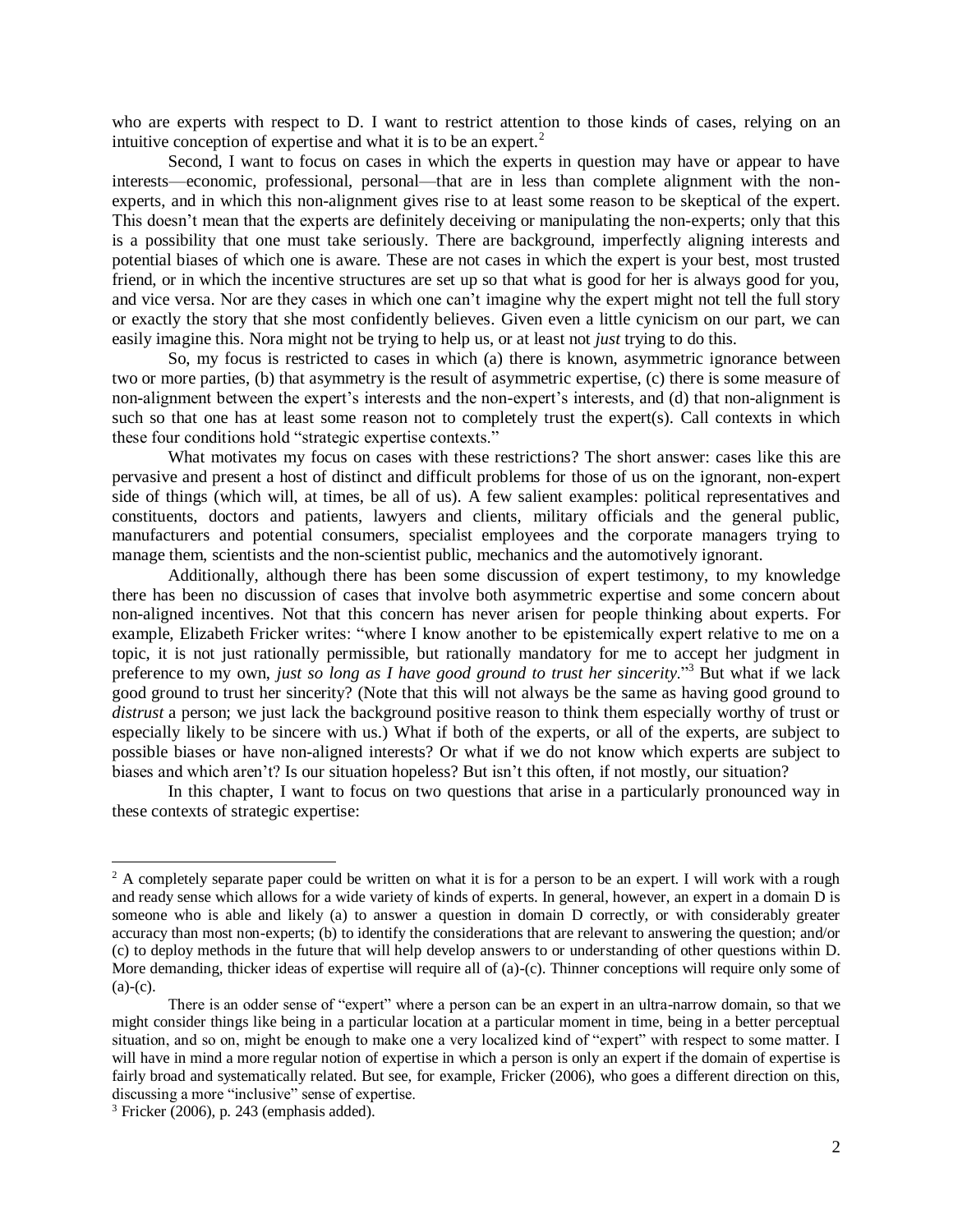who are experts with respect to D. I want to restrict attention to those kinds of cases, relying on an intuitive conception of expertise and what it is to be an expert.[2]

Second, I want to focus on cases in which the experts in question may have or appear to have interests—economic, professional, personal—that are in less than complete alignment with the non-experts, and in which this non-alignment gives rise to at least some reason to be skeptical of the expert. This doesn't mean that the experts are definitely deceiving or manipulating the non-experts; only that this is a possibility that one must take seriously. There are background, imperfectly aligning interests and potential biases of which one is aware. These are not cases in which the expert is your best, most trusted friend, or in which the incentive structures are set up so that what is good for her is always good for you, and vice versa. Nor are they cases in which one can't imagine why the expert might not tell the full story or exactly the story that she most confidently believes. Given even a little cynicism on our part, we can easily imagine this. Nora might not be trying to help us, or at least not *just* trying to do this.

So, my focus is restricted to cases in which (a) there is known, asymmetric ignorance between two or more parties, (b) that asymmetry is the result of asymmetric expertise, (c) there is some measure of non-alignment between the expert's interests and the non-expert's interests, and (d) that non-alignment is such so that one has at least some reason not to completely trust the expert(s). Call contexts in which these four conditions hold "strategic expertise contexts."

What motivates my focus on cases with these restrictions? The short answer: cases like this are pervasive and present a host of distinct and difficult problems for those of us on the ignorant, non-expert side of things (which will, at times, be all of us). A few salient examples: political representatives and constituents, doctors and patients, lawyers and clients, military officials and the general public, manufacturers and potential consumers, specialist employees and the corporate managers trying to manage them, scientists and the non-scientist public, mechanics and the automotively ignorant.

Additionally, although there has been some discussion of expert testimony, to my knowledge there has been no discussion of cases that involve both asymmetric expertise and some concern about non-aligned incentives. Not that this concern has never arisen for people thinking about experts. For example, Elizabeth Fricker writes: "where I know another to be epistemically expert relative to me on a topic, it is not just rationally permissible, but rationally mandatory for me to accept her judgment in preference to my own, *just so long as I have good ground to trust her sincerity*."[3] But what if we lack good ground to trust her sincerity? (Note that this will not always be the same as having good ground to *distrust* a person; we just lack the background positive reason to think them especially worthy of trust or especially likely to be sincere with us.) What if both of the experts, or all of the experts, are subject to possible biases or have non-aligned interests? Or what if we do not know which experts are subject to biases and which aren't? Is our situation hopeless? But isn't this often, if not mostly, our situation?

In this chapter, I want to focus on two questions that arise in a particularly pronounced way in these contexts of strategic expertise:

---

[2] A completely separate paper could be written on what it is for a person to be an expert. I will work with a rough and ready sense which allows for a wide variety of kinds of experts. In general, however, an expert in a domain D is someone who is able and likely (a) to answer a question in domain D correctly, or with considerably greater accuracy than most non-experts; (b) to identify the considerations that are relevant to answering the question; and/or (c) to deploy methods in the future that will help develop answers to or understanding of other questions within D. More demanding, thicker ideas of expertise will require all of (a)-(c). Thinner conceptions will require only some of (a)-(c).

There is an odder sense of "expert" where a person can be an expert in an ultra-narrow domain, so that we might consider things like being in a particular location at a particular moment in time, being in a better perceptual situation, and so on, might be enough to make one a very localized kind of "expert" with respect to some matter. I will have in mind a more regular notion of expertise in which a person is only an expert if the domain of expertise is fairly broad and systematically related. But see, for example, Fricker (2006), who goes a different direction on this, discussing a more "inclusive" sense of expertise.

[3] Fricker (2006), p. 243 (emphasis added).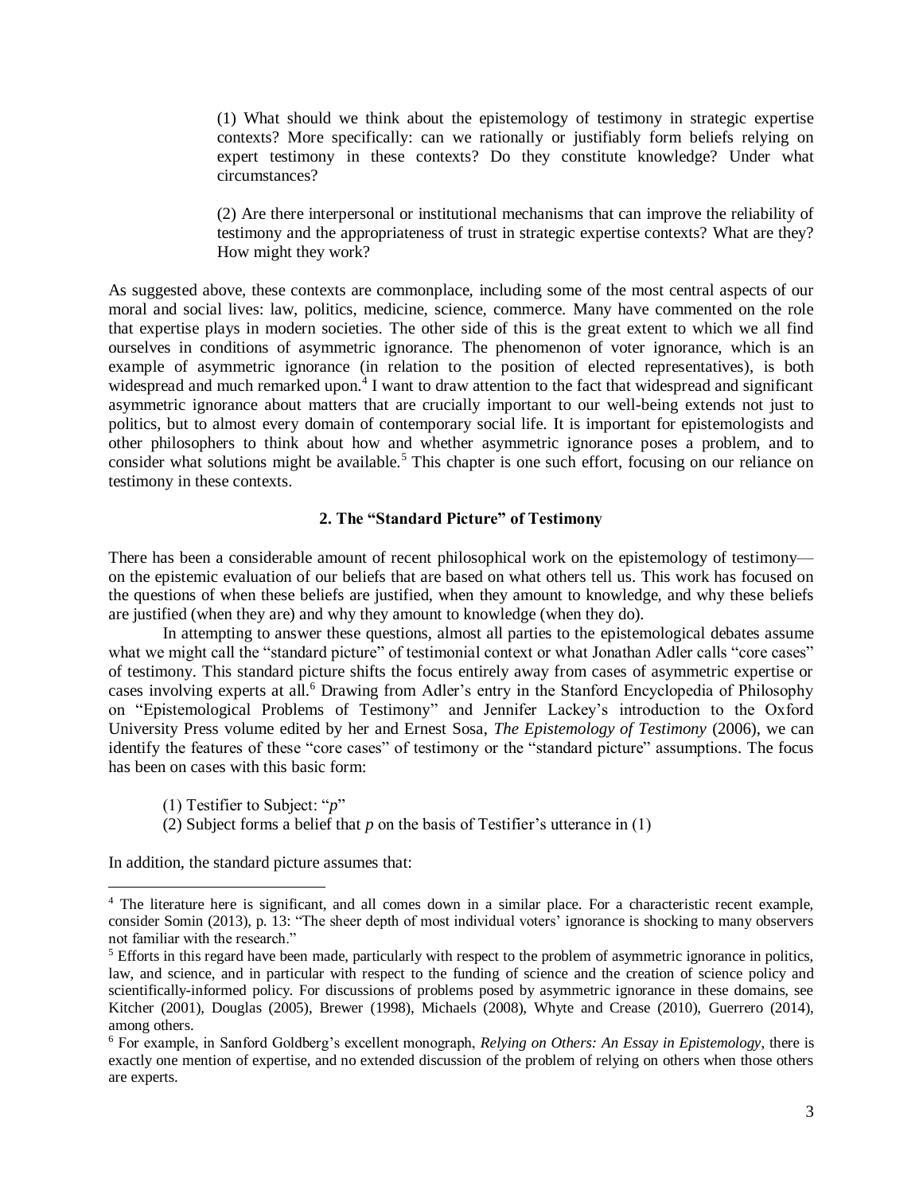> (1) What should we think about the epistemology of testimony in strategic expertise contexts? More specifically: can we rationally or justifiably form beliefs relying on expert testimony in these contexts? Do they constitute knowledge? Under what circumstances?
>
> (2) Are there interpersonal or institutional mechanisms that can improve the reliability of testimony and the appropriateness of trust in strategic expertise contexts? What are they? How might they work?

As suggested above, these contexts are commonplace, including some of the most central aspects of our moral and social lives: law, politics, medicine, science, commerce. Many have commented on the role that expertise plays in modern societies. The other side of this is the great extent to which we all find ourselves in conditions of asymmetric ignorance. The phenomenon of voter ignorance, which is an example of asymmetric ignorance (in relation to the position of elected representatives), is both widespread and much remarked upon.[4] I want to draw attention to the fact that widespread and significant asymmetric ignorance about matters that are crucially important to our well-being extends not just to politics, but to almost every domain of contemporary social life. It is important for epistemologists and other philosophers to think about how and whether asymmetric ignorance poses a problem, and to consider what solutions might be available.[5] This chapter is one such effort, focusing on our reliance on testimony in these contexts.

## 2. The "Standard Picture" of Testimony

There has been a considerable amount of recent philosophical work on the epistemology of testimony—on the epistemic evaluation of our beliefs that are based on what others tell us. This work has focused on the questions of when these beliefs are justified, when they amount to knowledge, and why these beliefs are justified (when they are) and why they amount to knowledge (when they do).

In attempting to answer these questions, almost all parties to the epistemological debates assume what we might call the "standard picture" of testimonial context or what Jonathan Adler calls "core cases" of testimony. This standard picture shifts the focus entirely away from cases of asymmetric expertise or cases involving experts at all.[6] Drawing from Adler's entry in the Stanford Encyclopedia of Philosophy on "Epistemological Problems of Testimony" and Jennifer Lackey's introduction to the Oxford University Press volume edited by her and Ernest Sosa, *The Epistemology of Testimony* (2006), we can identify the features of these "core cases" of testimony or the "standard picture" assumptions. The focus has been on cases with this basic form:

> (1) Testifier to Subject: "*p*"
> (2) Subject forms a belief that *p* on the basis of Testifier's utterance in (1)

In addition, the standard picture assumes that:

---

[4] The literature here is significant, and all comes down in a similar place. For a characteristic recent example, consider Somin (2013), p. 13: "The sheer depth of most individual voters' ignorance is shocking to many observers not familiar with the research."

[5] Efforts in this regard have been made, particularly with respect to the problem of asymmetric ignorance in politics, law, and science, and in particular with respect to the funding of science and the creation of science policy and scientifically-informed policy. For discussions of problems posed by asymmetric ignorance in these domains, see Kitcher (2001), Douglas (2005), Brewer (1998), Michaels (2008), Whyte and Crease (2010), Guerrero (2014), among others.

[6] For example, in Sanford Goldberg's excellent monograph, *Relying on Others: An Essay in Epistemology*, there is exactly one mention of expertise, and no extended discussion of the problem of relying on others when those others are experts.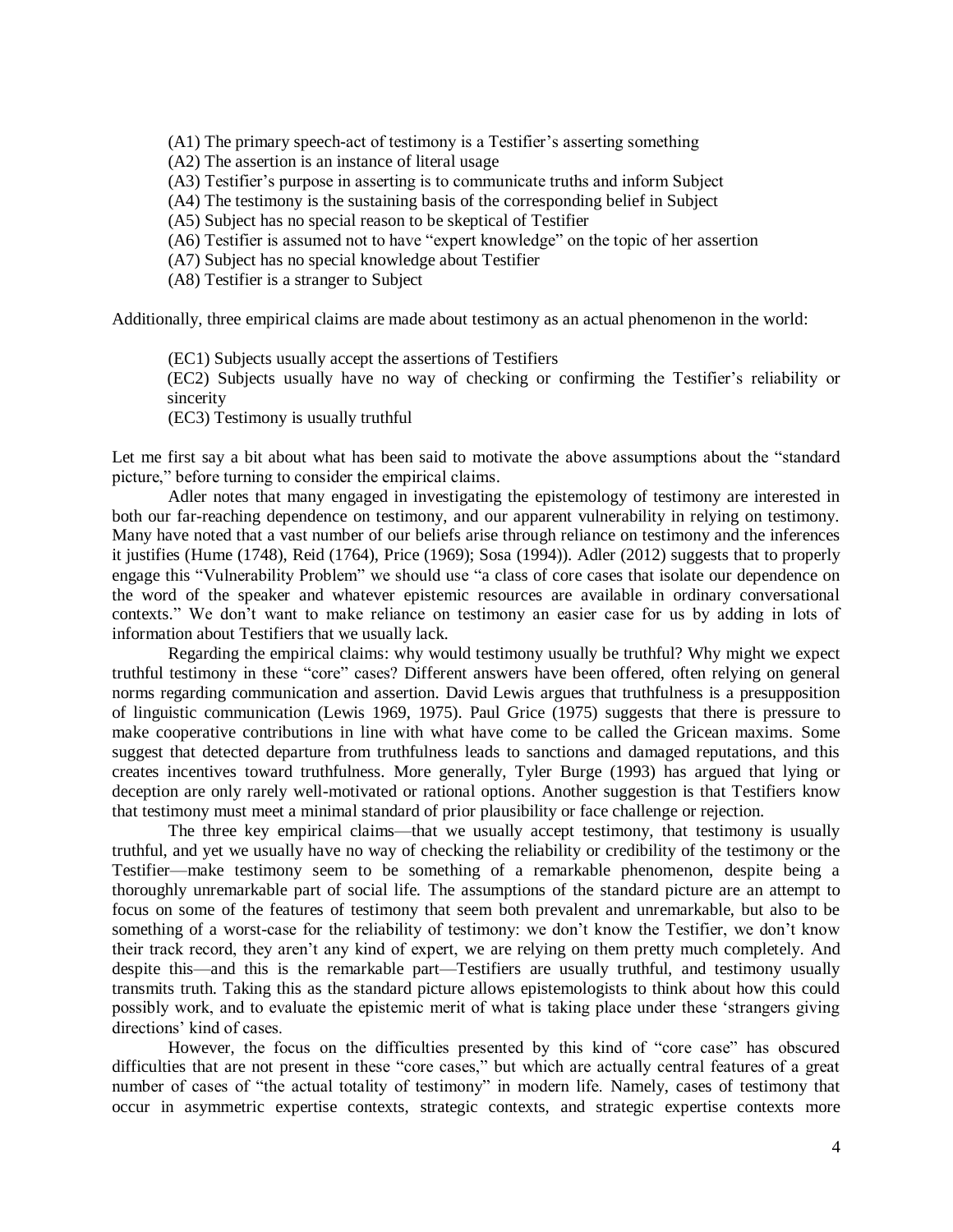(A1) The primary speech-act of testimony is a Testifier's asserting something
(A2) The assertion is an instance of literal usage
(A3) Testifier's purpose in asserting is to communicate truths and inform Subject
(A4) The testimony is the sustaining basis of the corresponding belief in Subject
(A5) Subject has no special reason to be skeptical of Testifier
(A6) Testifier is assumed not to have "expert knowledge" on the topic of her assertion
(A7) Subject has no special knowledge about Testifier
(A8) Testifier is a stranger to Subject

Additionally, three empirical claims are made about testimony as an actual phenomenon in the world:

(EC1) Subjects usually accept the assertions of Testifiers
(EC2) Subjects usually have no way of checking or confirming the Testifier's reliability or sincerity
(EC3) Testimony is usually truthful

Let me first say a bit about what has been said to motivate the above assumptions about the "standard picture," before turning to consider the empirical claims.

Adler notes that many engaged in investigating the epistemology of testimony are interested in both our far-reaching dependence on testimony, and our apparent vulnerability in relying on testimony. Many have noted that a vast number of our beliefs arise through reliance on testimony and the inferences it justifies (Hume (1748), Reid (1764), Price (1969); Sosa (1994)). Adler (2012) suggests that to properly engage this "Vulnerability Problem" we should use "a class of core cases that isolate our dependence on the word of the speaker and whatever epistemic resources are available in ordinary conversational contexts." We don't want to make reliance on testimony an easier case for us by adding in lots of information about Testifiers that we usually lack.

Regarding the empirical claims: why would testimony usually be truthful? Why might we expect truthful testimony in these "core" cases? Different answers have been offered, often relying on general norms regarding communication and assertion. David Lewis argues that truthfulness is a presupposition of linguistic communication (Lewis 1969, 1975). Paul Grice (1975) suggests that there is pressure to make cooperative contributions in line with what have come to be called the Gricean maxims. Some suggest that detected departure from truthfulness leads to sanctions and damaged reputations, and this creates incentives toward truthfulness. More generally, Tyler Burge (1993) has argued that lying or deception are only rarely well-motivated or rational options. Another suggestion is that Testifiers know that testimony must meet a minimal standard of prior plausibility or face challenge or rejection.

The three key empirical claims—that we usually accept testimony, that testimony is usually truthful, and yet we usually have no way of checking the reliability or credibility of the testimony or the Testifier—make testimony seem to be something of a remarkable phenomenon, despite being a thoroughly unremarkable part of social life. The assumptions of the standard picture are an attempt to focus on some of the features of testimony that seem both prevalent and unremarkable, but also to be something of a worst-case for the reliability of testimony: we don't know the Testifier, we don't know their track record, they aren't any kind of expert, we are relying on them pretty much completely. And despite this—and this is the remarkable part—Testifiers are usually truthful, and testimony usually transmits truth. Taking this as the standard picture allows epistemologists to think about how this could possibly work, and to evaluate the epistemic merit of what is taking place under these 'strangers giving directions' kind of cases.

However, the focus on the difficulties presented by this kind of "core case" has obscured difficulties that are not present in these "core cases," but which are actually central features of a great number of cases of "the actual totality of testimony" in modern life. Namely, cases of testimony that occur in asymmetric expertise contexts, strategic contexts, and strategic expertise contexts more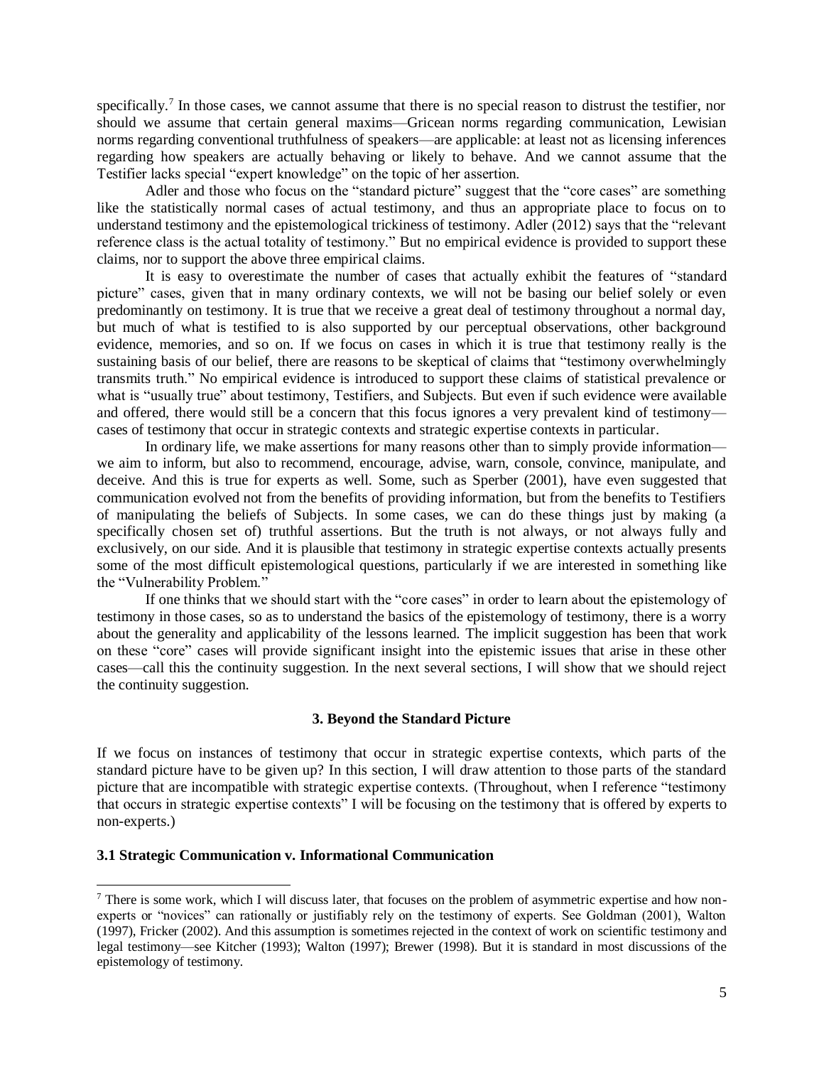specifically.[7] In those cases, we cannot assume that there is no special reason to distrust the testifier, nor should we assume that certain general maxims—Gricean norms regarding communication, Lewisian norms regarding conventional truthfulness of speakers—are applicable: at least not as licensing inferences regarding how speakers are actually behaving or likely to behave. And we cannot assume that the Testifier lacks special "expert knowledge" on the topic of her assertion.

Adler and those who focus on the "standard picture" suggest that the "core cases" are something like the statistically normal cases of actual testimony, and thus an appropriate place to focus on to understand testimony and the epistemological trickiness of testimony. Adler (2012) says that the "relevant reference class is the actual totality of testimony." But no empirical evidence is provided to support these claims, nor to support the above three empirical claims.

It is easy to overestimate the number of cases that actually exhibit the features of "standard picture" cases, given that in many ordinary contexts, we will not be basing our belief solely or even predominantly on testimony. It is true that we receive a great deal of testimony throughout a normal day, but much of what is testified to is also supported by our perceptual observations, other background evidence, memories, and so on. If we focus on cases in which it is true that testimony really is the sustaining basis of our belief, there are reasons to be skeptical of claims that "testimony overwhelmingly transmits truth." No empirical evidence is introduced to support these claims of statistical prevalence or what is "usually true" about testimony, Testifiers, and Subjects. But even if such evidence were available and offered, there would still be a concern that this focus ignores a very prevalent kind of testimony—cases of testimony that occur in strategic contexts and strategic expertise contexts in particular.

In ordinary life, we make assertions for many reasons other than to simply provide information—we aim to inform, but also to recommend, encourage, advise, warn, console, convince, manipulate, and deceive. And this is true for experts as well. Some, such as Sperber (2001), have even suggested that communication evolved not from the benefits of providing information, but from the benefits to Testifiers of manipulating the beliefs of Subjects. In some cases, we can do these things just by making (a specifically chosen set of) truthful assertions. But the truth is not always, or not always fully and exclusively, on our side. And it is plausible that testimony in strategic expertise contexts actually presents some of the most difficult epistemological questions, particularly if we are interested in something like the "Vulnerability Problem."

If one thinks that we should start with the "core cases" in order to learn about the epistemology of testimony in those cases, so as to understand the basics of the epistemology of testimony, there is a worry about the generality and applicability of the lessons learned. The implicit suggestion has been that work on these "core" cases will provide significant insight into the epistemic issues that arise in these other cases—call this the continuity suggestion. In the next several sections, I will show that we should reject the continuity suggestion.

## 3. Beyond the Standard Picture

If we focus on instances of testimony that occur in strategic expertise contexts, which parts of the standard picture have to be given up? In this section, I will draw attention to those parts of the standard picture that are incompatible with strategic expertise contexts. (Throughout, when I reference "testimony that occurs in strategic expertise contexts" I will be focusing on the testimony that is offered by experts to non-experts.)

### 3.1 Strategic Communication v. Informational Communication

[7] There is some work, which I will discuss later, that focuses on the problem of asymmetric expertise and how non-experts or "novices" can rationally or justifiably rely on the testimony of experts. See Goldman (2001), Walton (1997), Fricker (2002). And this assumption is sometimes rejected in the context of work on scientific testimony and legal testimony—see Kitcher (1993); Walton (1997); Brewer (1998). But it is standard in most discussions of the epistemology of testimony.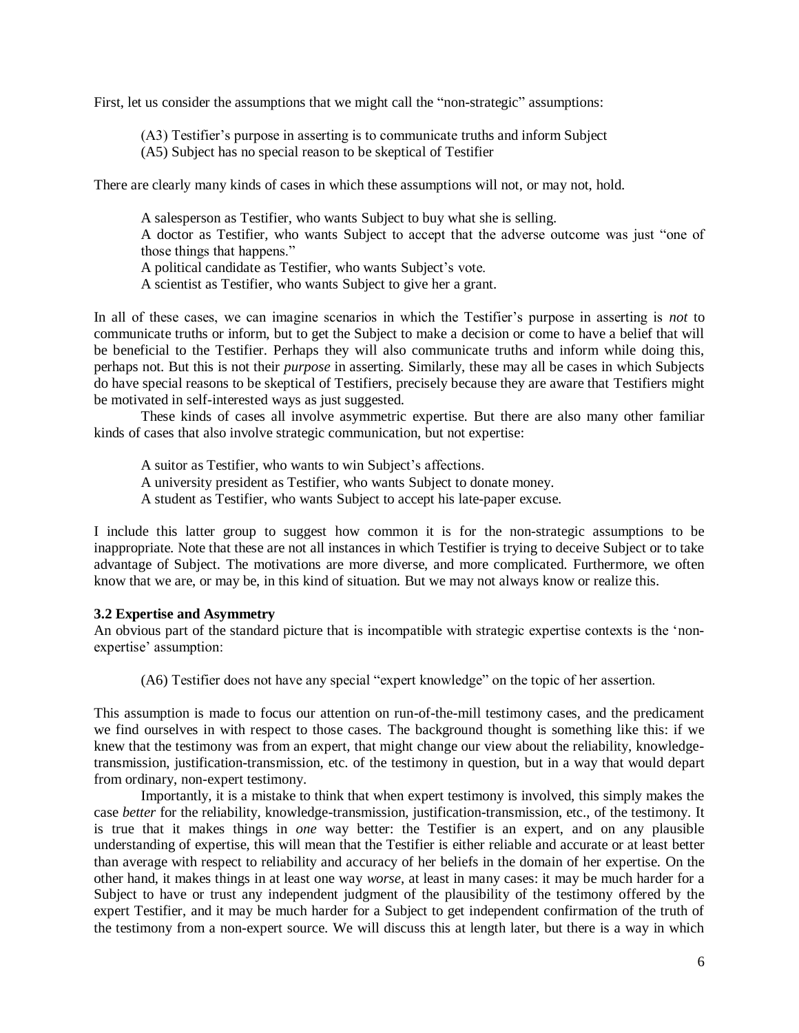First, let us consider the assumptions that we might call the "non-strategic" assumptions:

> (A3) Testifier's purpose in asserting is to communicate truths and inform Subject
> (A5) Subject has no special reason to be skeptical of Testifier

There are clearly many kinds of cases in which these assumptions will not, or may not, hold.

> A salesperson as Testifier, who wants Subject to buy what she is selling.
> A doctor as Testifier, who wants Subject to accept that the adverse outcome was just "one of those things that happens."
> A political candidate as Testifier, who wants Subject's vote.
> A scientist as Testifier, who wants Subject to give her a grant.

In all of these cases, we can imagine scenarios in which the Testifier's purpose in asserting is *not* to communicate truths or inform, but to get the Subject to make a decision or come to have a belief that will be beneficial to the Testifier. Perhaps they will also communicate truths and inform while doing this, perhaps not. But this is not their *purpose* in asserting. Similarly, these may all be cases in which Subjects do have special reasons to be skeptical of Testifiers, precisely because they are aware that Testifiers might be motivated in self-interested ways as just suggested.

These kinds of cases all involve asymmetric expertise. But there are also many other familiar kinds of cases that also involve strategic communication, but not expertise:

> A suitor as Testifier, who wants to win Subject's affections.
> A university president as Testifier, who wants Subject to donate money.
> A student as Testifier, who wants Subject to accept his late-paper excuse.

I include this latter group to suggest how common it is for the non-strategic assumptions to be inappropriate. Note that these are not all instances in which Testifier is trying to deceive Subject or to take advantage of Subject. The motivations are more diverse, and more complicated. Furthermore, we often know that we are, or may be, in this kind of situation. But we may not always know or realize this.

### 3.2 Expertise and Asymmetry

An obvious part of the standard picture that is incompatible with strategic expertise contexts is the 'non-expertise' assumption:

> (A6) Testifier does not have any special "expert knowledge" on the topic of her assertion.

This assumption is made to focus our attention on run-of-the-mill testimony cases, and the predicament we find ourselves in with respect to those cases. The background thought is something like this: if we knew that the testimony was from an expert, that might change our view about the reliability, knowledge-transmission, justification-transmission, etc. of the testimony in question, but in a way that would depart from ordinary, non-expert testimony.

Importantly, it is a mistake to think that when expert testimony is involved, this simply makes the case *better* for the reliability, knowledge-transmission, justification-transmission, etc., of the testimony. It is true that it makes things in *one* way better: the Testifier is an expert, and on any plausible understanding of expertise, this will mean that the Testifier is either reliable and accurate or at least better than average with respect to reliability and accuracy of her beliefs in the domain of her expertise. On the other hand, it makes things in at least one way *worse*, at least in many cases: it may be much harder for a Subject to have or trust any independent judgment of the plausibility of the testimony offered by the expert Testifier, and it may be much harder for a Subject to get independent confirmation of the truth of the testimony from a non-expert source. We will discuss this at length later, but there is a way in which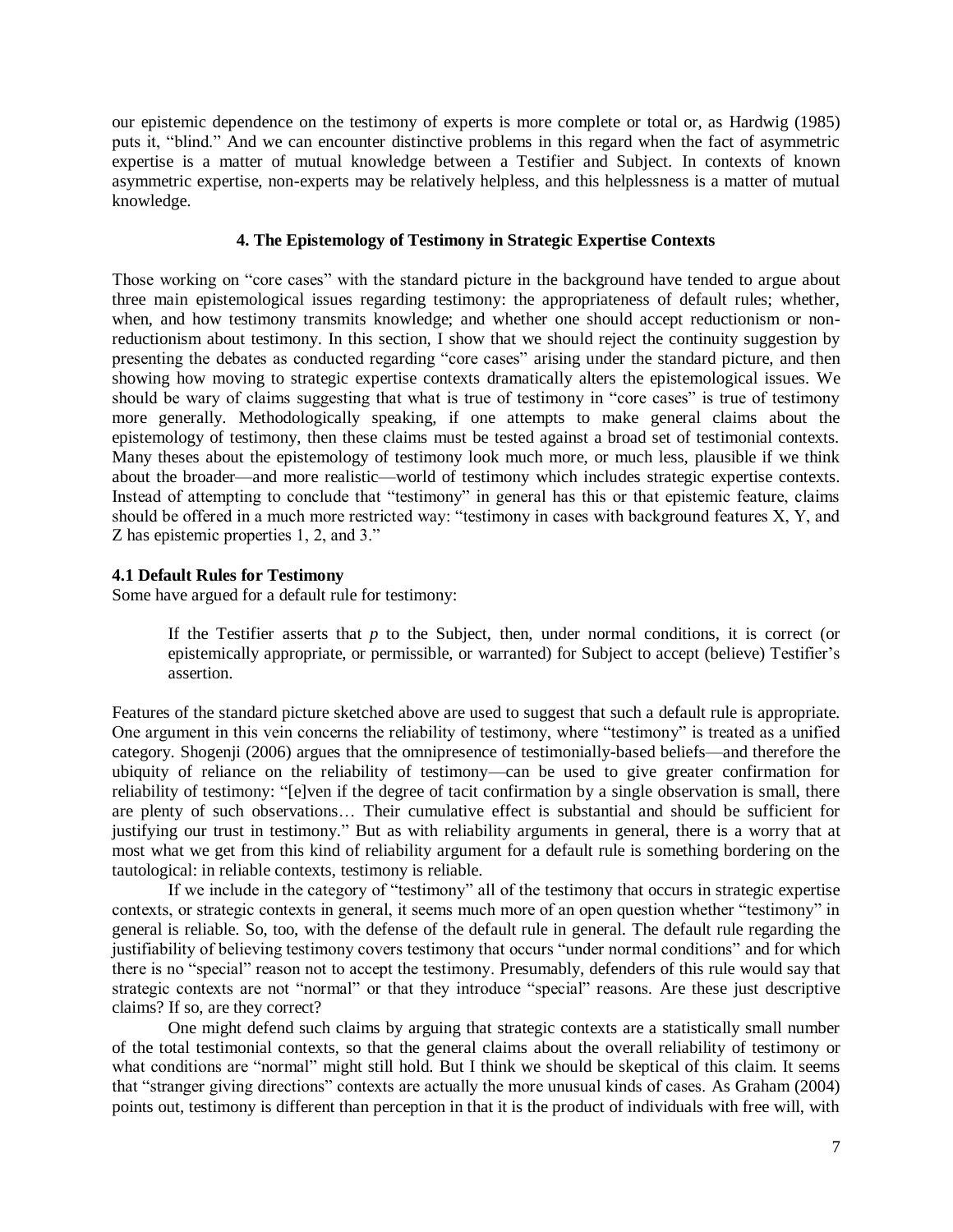our epistemic dependence on the testimony of experts is more complete or total or, as Hardwig (1985) puts it, "blind." And we can encounter distinctive problems in this regard when the fact of asymmetric expertise is a matter of mutual knowledge between a Testifier and Subject. In contexts of known asymmetric expertise, non-experts may be relatively helpless, and this helplessness is a matter of mutual knowledge.

## 4. The Epistemology of Testimony in Strategic Expertise Contexts

Those working on "core cases" with the standard picture in the background have tended to argue about three main epistemological issues regarding testimony: the appropriateness of default rules; whether, when, and how testimony transmits knowledge; and whether one should accept reductionism or non-reductionism about testimony. In this section, I show that we should reject the continuity suggestion by presenting the debates as conducted regarding "core cases" arising under the standard picture, and then showing how moving to strategic expertise contexts dramatically alters the epistemological issues. We should be wary of claims suggesting that what is true of testimony in "core cases" is true of testimony more generally. Methodologically speaking, if one attempts to make general claims about the epistemology of testimony, then these claims must be tested against a broad set of testimonial contexts. Many theses about the epistemology of testimony look much more, or much less, plausible if we think about the broader—and more realistic—world of testimony which includes strategic expertise contexts. Instead of attempting to conclude that "testimony" in general has this or that epistemic feature, claims should be offered in a much more restricted way: "testimony in cases with background features X, Y, and Z has epistemic properties 1, 2, and 3."

### 4.1 Default Rules for Testimony

Some have argued for a default rule for testimony:

> If the Testifier asserts that *p* to the Subject, then, under normal conditions, it is correct (or epistemically appropriate, or permissible, or warranted) for Subject to accept (believe) Testifier's assertion.

Features of the standard picture sketched above are used to suggest that such a default rule is appropriate. One argument in this vein concerns the reliability of testimony, where "testimony" is treated as a unified category. Shogenji (2006) argues that the omnipresence of testimonially-based beliefs—and therefore the ubiquity of reliance on the reliability of testimony—can be used to give greater confirmation for reliability of testimony: "[e]ven if the degree of tacit confirmation by a single observation is small, there are plenty of such observations… Their cumulative effect is substantial and should be sufficient for justifying our trust in testimony." But as with reliability arguments in general, there is a worry that at most what we get from this kind of reliability argument for a default rule is something bordering on the tautological: in reliable contexts, testimony is reliable.

If we include in the category of "testimony" all of the testimony that occurs in strategic expertise contexts, or strategic contexts in general, it seems much more of an open question whether "testimony" in general is reliable. So, too, with the defense of the default rule in general. The default rule regarding the justifiability of believing testimony covers testimony that occurs "under normal conditions" and for which there is no "special" reason not to accept the testimony. Presumably, defenders of this rule would say that strategic contexts are not "normal" or that they introduce "special" reasons. Are these just descriptive claims? If so, are they correct?

One might defend such claims by arguing that strategic contexts are a statistically small number of the total testimonial contexts, so that the general claims about the overall reliability of testimony or what conditions are "normal" might still hold. But I think we should be skeptical of this claim. It seems that "stranger giving directions" contexts are actually the more unusual kinds of cases. As Graham (2004) points out, testimony is different than perception in that it is the product of individuals with free will, with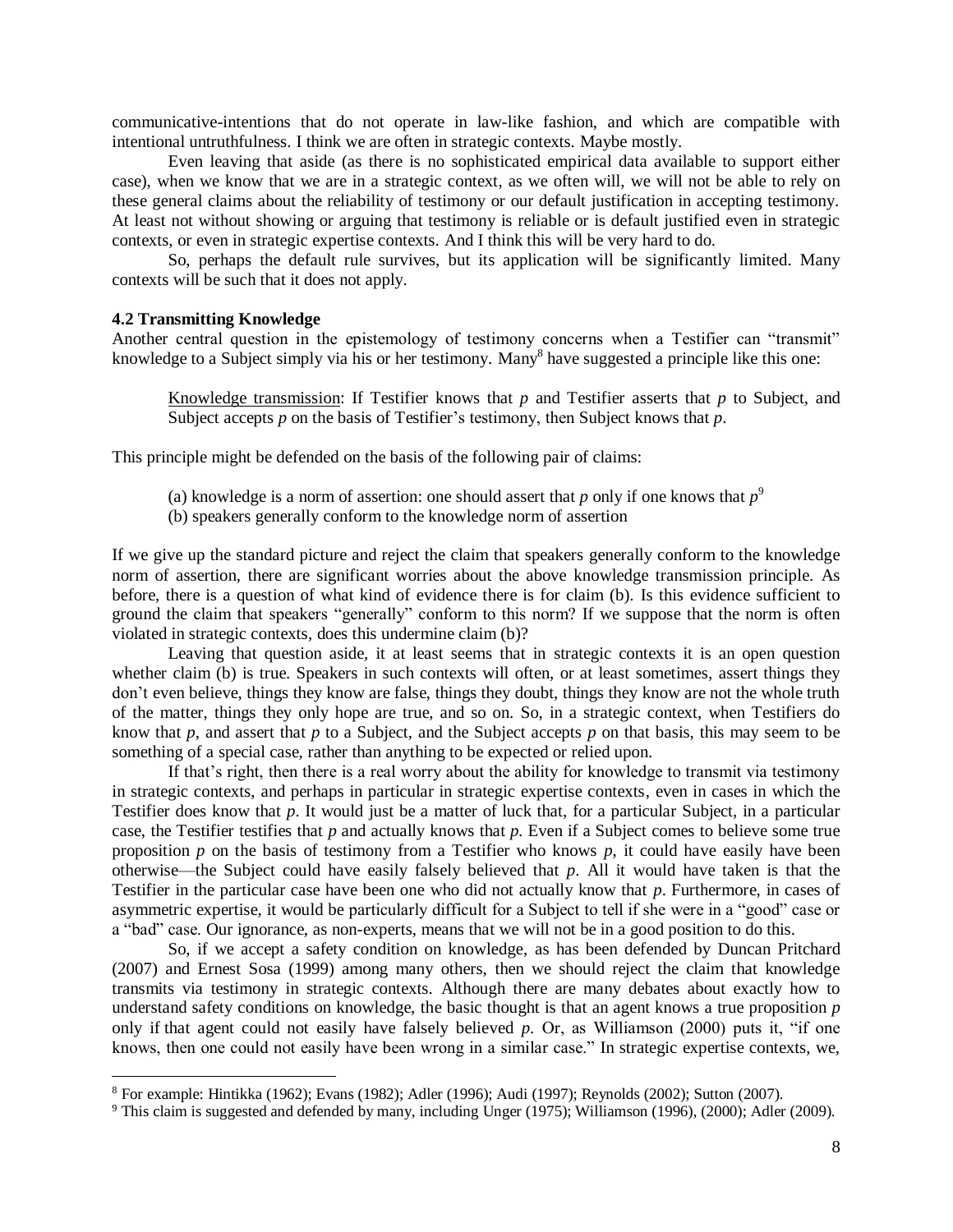communicative-intentions that do not operate in law-like fashion, and which are compatible with intentional untruthfulness. I think we are often in strategic contexts. Maybe mostly.

Even leaving that aside (as there is no sophisticated empirical data available to support either case), when we know that we are in a strategic context, as we often will, we will not be able to rely on these general claims about the reliability of testimony or our default justification in accepting testimony. At least not without showing or arguing that testimony is reliable or is default justified even in strategic contexts, or even in strategic expertise contexts. And I think this will be very hard to do.

So, perhaps the default rule survives, but its application will be significantly limited. Many contexts will be such that it does not apply.

### 4.2 Transmitting Knowledge

Another central question in the epistemology of testimony concerns when a Testifier can "transmit" knowledge to a Subject simply via his or her testimony. Many[8] have suggested a principle like this one:

> Knowledge transmission: If Testifier knows that *p* and Testifier asserts that *p* to Subject, and Subject accepts *p* on the basis of Testifier's testimony, then Subject knows that *p*.

This principle might be defended on the basis of the following pair of claims:

> (a) knowledge is a norm of assertion: one should assert that *p* only if one knows that *p*[9]
> (b) speakers generally conform to the knowledge norm of assertion

If we give up the standard picture and reject the claim that speakers generally conform to the knowledge norm of assertion, there are significant worries about the above knowledge transmission principle. As before, there is a question of what kind of evidence there is for claim (b). Is this evidence sufficient to ground the claim that speakers "generally" conform to this norm? If we suppose that the norm is often violated in strategic contexts, does this undermine claim (b)?

Leaving that question aside, it at least seems that in strategic contexts it is an open question whether claim (b) is true. Speakers in such contexts will often, or at least sometimes, assert things they don't even believe, things they know are false, things they doubt, things they know are not the whole truth of the matter, things they only hope are true, and so on. So, in a strategic context, when Testifiers do know that *p*, and assert that *p* to a Subject, and the Subject accepts *p* on that basis, this may seem to be something of a special case, rather than anything to be expected or relied upon.

If that's right, then there is a real worry about the ability for knowledge to transmit via testimony in strategic contexts, and perhaps in particular in strategic expertise contexts, even in cases in which the Testifier does know that *p*. It would just be a matter of luck that, for a particular Subject, in a particular case, the Testifier testifies that *p* and actually knows that *p*. Even if a Subject comes to believe some true proposition *p* on the basis of testimony from a Testifier who knows *p*, it could have easily have been otherwise—the Subject could have easily falsely believed that *p*. All it would have taken is that the Testifier in the particular case have been one who did not actually know that *p*. Furthermore, in cases of asymmetric expertise, it would be particularly difficult for a Subject to tell if she were in a "good" case or a "bad" case. Our ignorance, as non-experts, means that we will not be in a good position to do this.

So, if we accept a safety condition on knowledge, as has been defended by Duncan Pritchard (2007) and Ernest Sosa (1999) among many others, then we should reject the claim that knowledge transmits via testimony in strategic contexts. Although there are many debates about exactly how to understand safety conditions on knowledge, the basic thought is that an agent knows a true proposition *p* only if that agent could not easily have falsely believed *p*. Or, as Williamson (2000) puts it, "if one knows, then one could not easily have been wrong in a similar case." In strategic expertise contexts, we,

---

[8] For example: Hintikka (1962); Evans (1982); Adler (1996); Audi (1997); Reynolds (2002); Sutton (2007).

[9] This claim is suggested and defended by many, including Unger (1975); Williamson (1996), (2000); Adler (2009).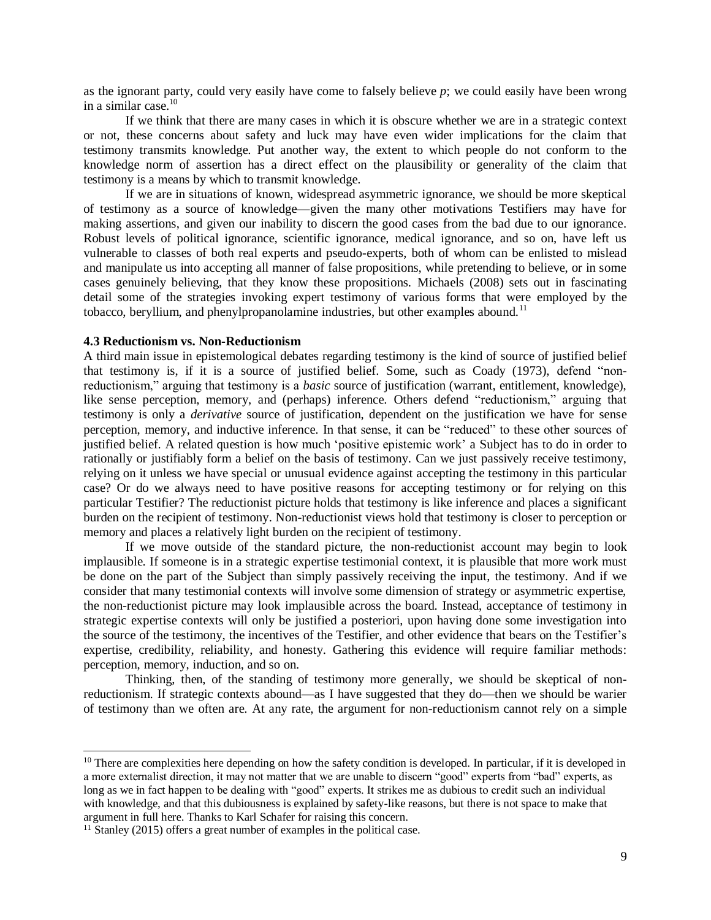as the ignorant party, could very easily have come to falsely believe *p*; we could easily have been wrong in a similar case.[10]

If we think that there are many cases in which it is obscure whether we are in a strategic context or not, these concerns about safety and luck may have even wider implications for the claim that testimony transmits knowledge. Put another way, the extent to which people do not conform to the knowledge norm of assertion has a direct effect on the plausibility or generality of the claim that testimony is a means by which to transmit knowledge.

If we are in situations of known, widespread asymmetric ignorance, we should be more skeptical of testimony as a source of knowledge—given the many other motivations Testifiers may have for making assertions, and given our inability to discern the good cases from the bad due to our ignorance. Robust levels of political ignorance, scientific ignorance, medical ignorance, and so on, have left us vulnerable to classes of both real experts and pseudo-experts, both of whom can be enlisted to mislead and manipulate us into accepting all manner of false propositions, while pretending to believe, or in some cases genuinely believing, that they know these propositions. Michaels (2008) sets out in fascinating detail some of the strategies invoking expert testimony of various forms that were employed by the tobacco, beryllium, and phenylpropanolamine industries, but other examples abound.[11]

**4.3 Reductionism vs. Non-Reductionism**

A third main issue in epistemological debates regarding testimony is the kind of source of justified belief that testimony is, if it is a source of justified belief. Some, such as Coady (1973), defend "non-reductionism," arguing that testimony is a *basic* source of justification (warrant, entitlement, knowledge), like sense perception, memory, and (perhaps) inference. Others defend "reductionism," arguing that testimony is only a *derivative* source of justification, dependent on the justification we have for sense perception, memory, and inductive inference. In that sense, it can be "reduced" to these other sources of justified belief. A related question is how much 'positive epistemic work' a Subject has to do in order to rationally or justifiably form a belief on the basis of testimony. Can we just passively receive testimony, relying on it unless we have special or unusual evidence against accepting the testimony in this particular case? Or do we always need to have positive reasons for accepting testimony or for relying on this particular Testifier? The reductionist picture holds that testimony is like inference and places a significant burden on the recipient of testimony. Non-reductionist views hold that testimony is closer to perception or memory and places a relatively light burden on the recipient of testimony.

If we move outside of the standard picture, the non-reductionist account may begin to look implausible. If someone is in a strategic expertise testimonial context, it is plausible that more work must be done on the part of the Subject than simply passively receiving the input, the testimony. And if we consider that many testimonial contexts will involve some dimension of strategy or asymmetric expertise, the non-reductionist picture may look implausible across the board. Instead, acceptance of testimony in strategic expertise contexts will only be justified a posteriori, upon having done some investigation into the source of the testimony, the incentives of the Testifier, and other evidence that bears on the Testifier's expertise, credibility, reliability, and honesty. Gathering this evidence will require familiar methods: perception, memory, induction, and so on.

Thinking, then, of the standing of testimony more generally, we should be skeptical of non-reductionism. If strategic contexts abound—as I have suggested that they do—then we should be warier of testimony than we often are. At any rate, the argument for non-reductionism cannot rely on a simple

---

[10] There are complexities here depending on how the safety condition is developed. In particular, if it is developed in a more externalist direction, it may not matter that we are unable to discern "good" experts from "bad" experts, as long as we in fact happen to be dealing with "good" experts. It strikes me as dubious to credit such an individual with knowledge, and that this dubiousness is explained by safety-like reasons, but there is not space to make that argument in full here. Thanks to Karl Schafer for raising this concern.

[11] Stanley (2015) offers a great number of examples in the political case.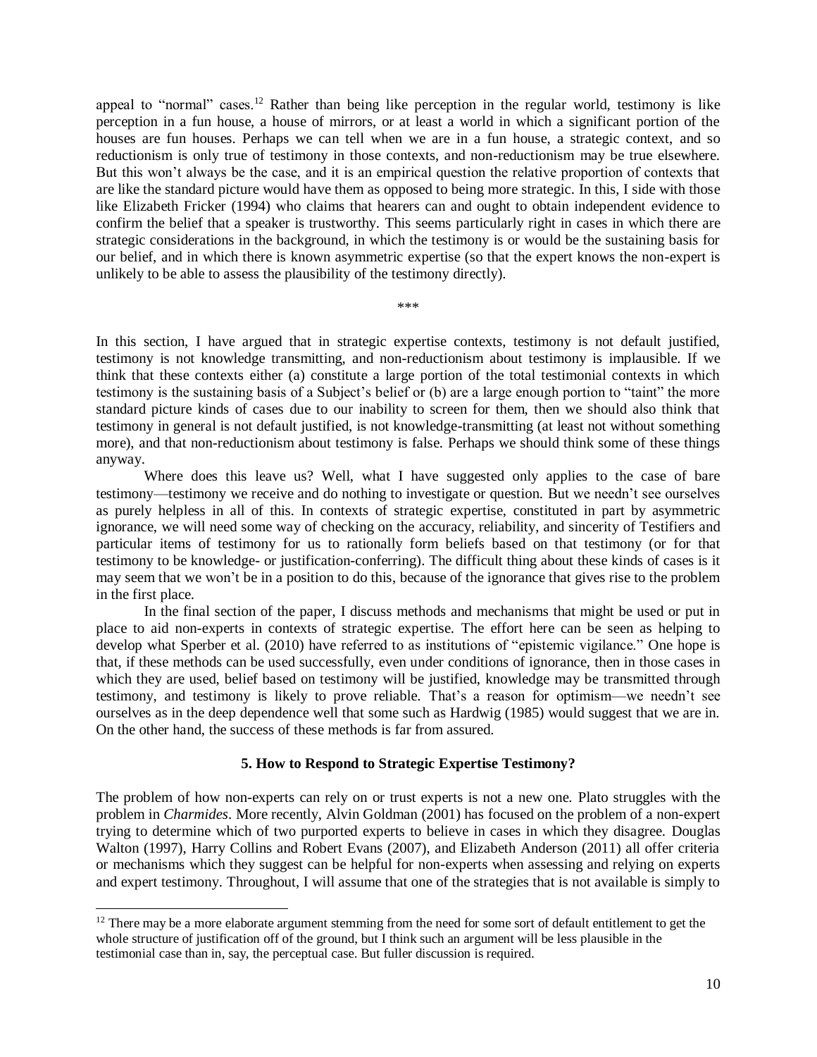appeal to "normal" cases.[12] Rather than being like perception in the regular world, testimony is like perception in a fun house, a house of mirrors, or at least a world in which a significant portion of the houses are fun houses. Perhaps we can tell when we are in a fun house, a strategic context, and so reductionism is only true of testimony in those contexts, and non-reductionism may be true elsewhere. But this won't always be the case, and it is an empirical question the relative proportion of contexts that are like the standard picture would have them as opposed to being more strategic. In this, I side with those like Elizabeth Fricker (1994) who claims that hearers can and ought to obtain independent evidence to confirm the belief that a speaker is trustworthy. This seems particularly right in cases in which there are strategic considerations in the background, in which the testimony is or would be the sustaining basis for our belief, and in which there is known asymmetric expertise (so that the expert knows the non-expert is unlikely to be able to assess the plausibility of the testimony directly).

***

In this section, I have argued that in strategic expertise contexts, testimony is not default justified, testimony is not knowledge transmitting, and non-reductionism about testimony is implausible. If we think that these contexts either (a) constitute a large portion of the total testimonial contexts in which testimony is the sustaining basis of a Subject's belief or (b) are a large enough portion to "taint" the more standard picture kinds of cases due to our inability to screen for them, then we should also think that testimony in general is not default justified, is not knowledge-transmitting (at least not without something more), and that non-reductionism about testimony is false. Perhaps we should think some of these things anyway.

Where does this leave us? Well, what I have suggested only applies to the case of bare testimony—testimony we receive and do nothing to investigate or question. But we needn't see ourselves as purely helpless in all of this. In contexts of strategic expertise, constituted in part by asymmetric ignorance, we will need some way of checking on the accuracy, reliability, and sincerity of Testifiers and particular items of testimony for us to rationally form beliefs based on that testimony (or for that testimony to be knowledge- or justification-conferring). The difficult thing about these kinds of cases is it may seem that we won't be in a position to do this, because of the ignorance that gives rise to the problem in the first place.

In the final section of the paper, I discuss methods and mechanisms that might be used or put in place to aid non-experts in contexts of strategic expertise. The effort here can be seen as helping to develop what Sperber et al. (2010) have referred to as institutions of "epistemic vigilance." One hope is that, if these methods can be used successfully, even under conditions of ignorance, then in those cases in which they are used, belief based on testimony will be justified, knowledge may be transmitted through testimony, and testimony is likely to prove reliable. That's a reason for optimism—we needn't see ourselves as in the deep dependence well that some such as Hardwig (1985) would suggest that we are in. On the other hand, the success of these methods is far from assured.

## 5. How to Respond to Strategic Expertise Testimony?

The problem of how non-experts can rely on or trust experts is not a new one. Plato struggles with the problem in *Charmides*. More recently, Alvin Goldman (2001) has focused on the problem of a non-expert trying to determine which of two purported experts to believe in cases in which they disagree. Douglas Walton (1997), Harry Collins and Robert Evans (2007), and Elizabeth Anderson (2011) all offer criteria or mechanisms which they suggest can be helpful for non-experts when assessing and relying on experts and expert testimony. Throughout, I will assume that one of the strategies that is not available is simply to

[12] There may be a more elaborate argument stemming from the need for some sort of default entitlement to get the whole structure of justification off of the ground, but I think such an argument will be less plausible in the testimonial case than in, say, the perceptual case. But fuller discussion is required.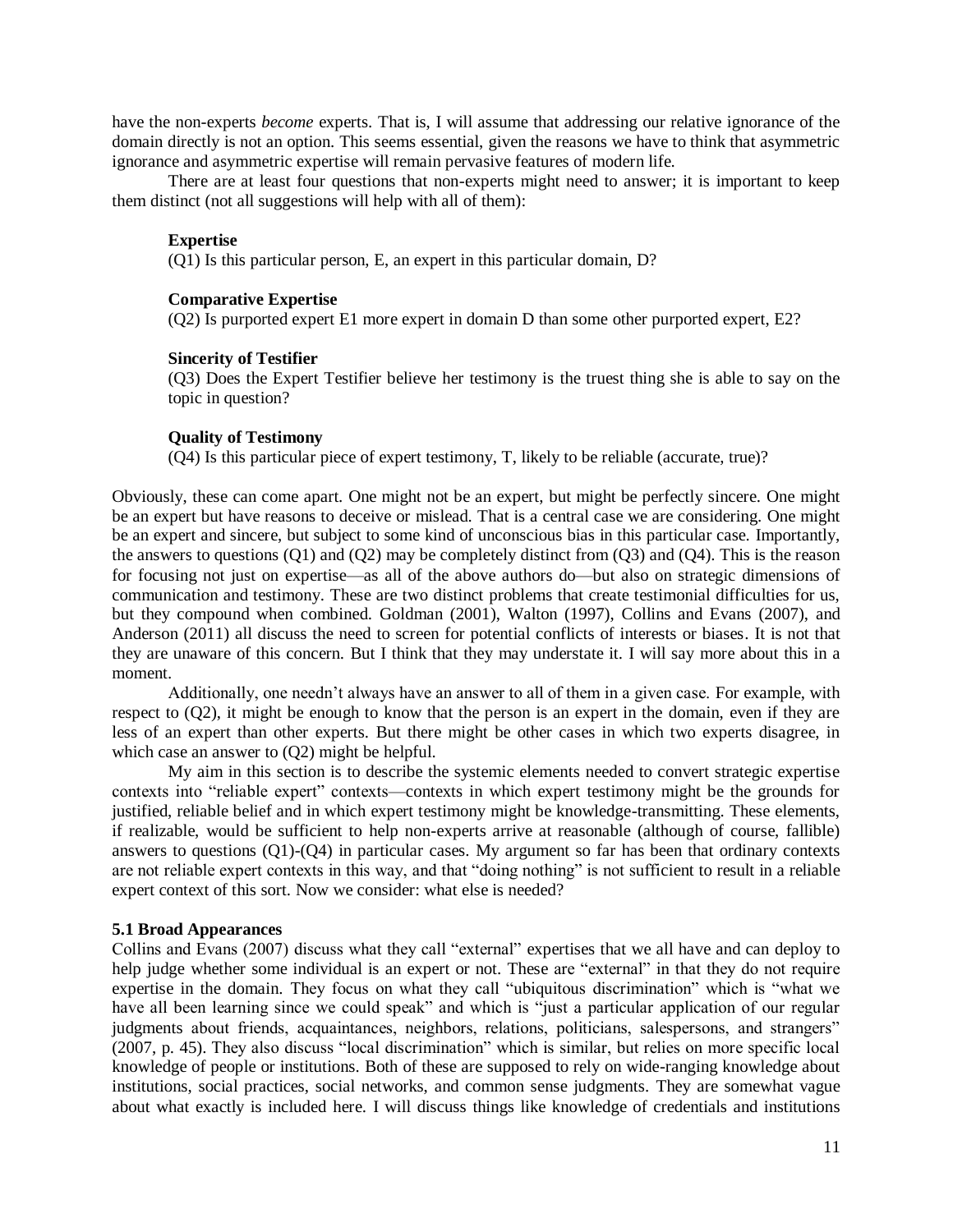have the non-experts *become* experts. That is, I will assume that addressing our relative ignorance of the domain directly is not an option. This seems essential, given the reasons we have to think that asymmetric ignorance and asymmetric expertise will remain pervasive features of modern life.

There are at least four questions that non-experts might need to answer; it is important to keep them distinct (not all suggestions will help with all of them):

> **Expertise**
> (Q1) Is this particular person, E, an expert in this particular domain, D?
>
> **Comparative Expertise**
> (Q2) Is purported expert E1 more expert in domain D than some other purported expert, E2?
>
> **Sincerity of Testifier**
> (Q3) Does the Expert Testifier believe her testimony is the truest thing she is able to say on the topic in question?
>
> **Quality of Testimony**
> (Q4) Is this particular piece of expert testimony, T, likely to be reliable (accurate, true)?

Obviously, these can come apart. One might not be an expert, but might be perfectly sincere. One might be an expert but have reasons to deceive or mislead. That is a central case we are considering. One might be an expert and sincere, but subject to some kind of unconscious bias in this particular case. Importantly, the answers to questions (Q1) and (Q2) may be completely distinct from (Q3) and (Q4). This is the reason for focusing not just on expertise—as all of the above authors do—but also on strategic dimensions of communication and testimony. These are two distinct problems that create testimonial difficulties for us, but they compound when combined. Goldman (2001), Walton (1997), Collins and Evans (2007), and Anderson (2011) all discuss the need to screen for potential conflicts of interests or biases. It is not that they are unaware of this concern. But I think that they may understate it. I will say more about this in a moment.

Additionally, one needn't always have an answer to all of them in a given case. For example, with respect to (Q2), it might be enough to know that the person is an expert in the domain, even if they are less of an expert than other experts. But there might be other cases in which two experts disagree, in which case an answer to (Q2) might be helpful.

My aim in this section is to describe the systemic elements needed to convert strategic expertise contexts into "reliable expert" contexts—contexts in which expert testimony might be the grounds for justified, reliable belief and in which expert testimony might be knowledge-transmitting. These elements, if realizable, would be sufficient to help non-experts arrive at reasonable (although of course, fallible) answers to questions (Q1)-(Q4) in particular cases. My argument so far has been that ordinary contexts are not reliable expert contexts in this way, and that "doing nothing" is not sufficient to result in a reliable expert context of this sort. Now we consider: what else is needed?

### 5.1 Broad Appearances

Collins and Evans (2007) discuss what they call "external" expertises that we all have and can deploy to help judge whether some individual is an expert or not. These are "external" in that they do not require expertise in the domain. They focus on what they call "ubiquitous discrimination" which is "what we have all been learning since we could speak" and which is "just a particular application of our regular judgments about friends, acquaintances, neighbors, relations, politicians, salespersons, and strangers" (2007, p. 45). They also discuss "local discrimination" which is similar, but relies on more specific local knowledge of people or institutions. Both of these are supposed to rely on wide-ranging knowledge about institutions, social practices, social networks, and common sense judgments. They are somewhat vague about what exactly is included here. I will discuss things like knowledge of credentials and institutions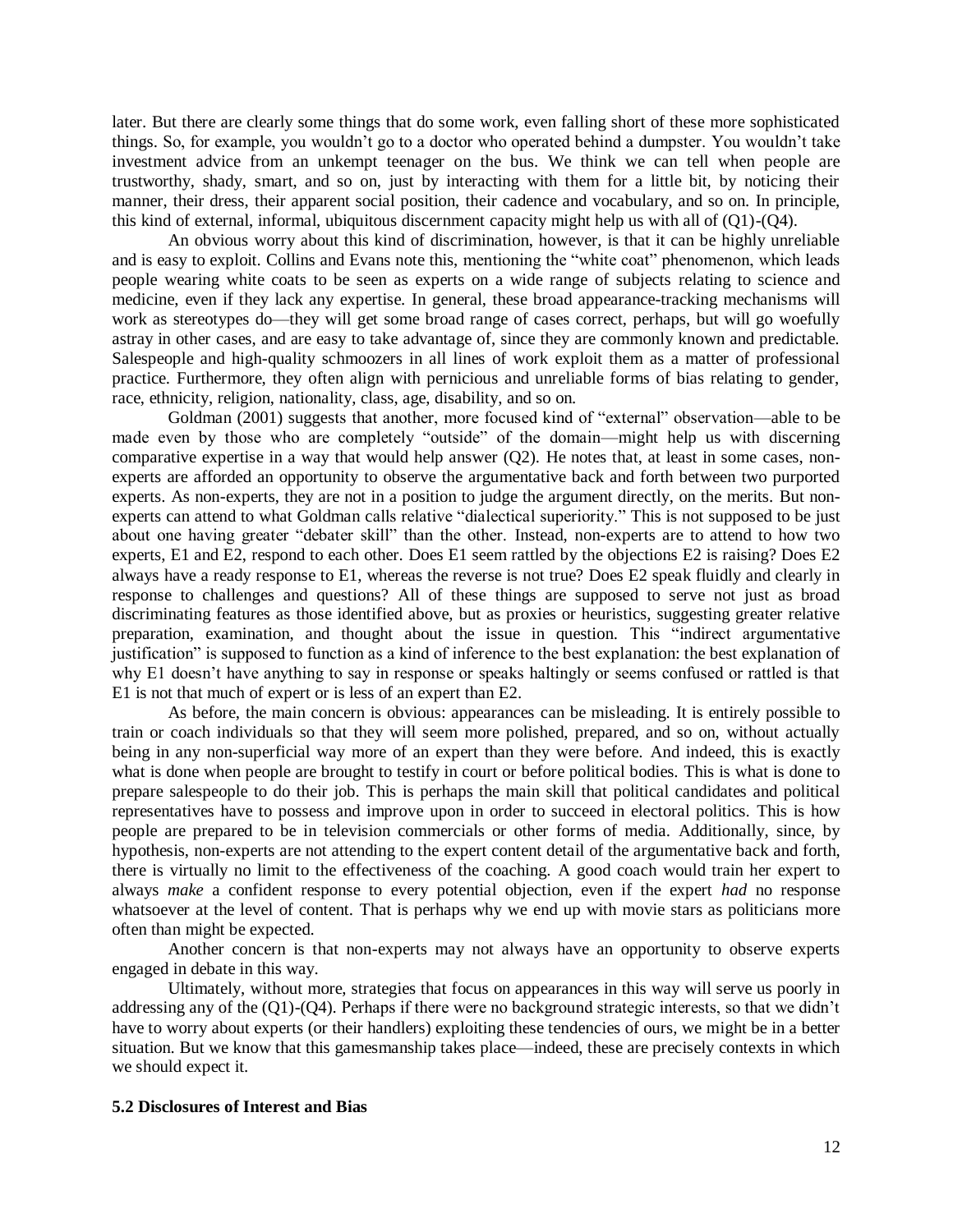later. But there are clearly some things that do some work, even falling short of these more sophisticated things. So, for example, you wouldn't go to a doctor who operated behind a dumpster. You wouldn't take investment advice from an unkempt teenager on the bus. We think we can tell when people are trustworthy, shady, smart, and so on, just by interacting with them for a little bit, by noticing their manner, their dress, their apparent social position, their cadence and vocabulary, and so on. In principle, this kind of external, informal, ubiquitous discernment capacity might help us with all of (Q1)-(Q4).

An obvious worry about this kind of discrimination, however, is that it can be highly unreliable and is easy to exploit. Collins and Evans note this, mentioning the "white coat" phenomenon, which leads people wearing white coats to be seen as experts on a wide range of subjects relating to science and medicine, even if they lack any expertise. In general, these broad appearance-tracking mechanisms will work as stereotypes do—they will get some broad range of cases correct, perhaps, but will go woefully astray in other cases, and are easy to take advantage of, since they are commonly known and predictable. Salespeople and high-quality schmoozers in all lines of work exploit them as a matter of professional practice. Furthermore, they often align with pernicious and unreliable forms of bias relating to gender, race, ethnicity, religion, nationality, class, age, disability, and so on.

Goldman (2001) suggests that another, more focused kind of "external" observation—able to be made even by those who are completely "outside" of the domain—might help us with discerning comparative expertise in a way that would help answer (Q2). He notes that, at least in some cases, non-experts are afforded an opportunity to observe the argumentative back and forth between two purported experts. As non-experts, they are not in a position to judge the argument directly, on the merits. But non-experts can attend to what Goldman calls relative "dialectical superiority." This is not supposed to be just about one having greater "debater skill" than the other. Instead, non-experts are to attend to how two experts, E1 and E2, respond to each other. Does E1 seem rattled by the objections E2 is raising? Does E2 always have a ready response to E1, whereas the reverse is not true? Does E2 speak fluidly and clearly in response to challenges and questions? All of these things are supposed to serve not just as broad discriminating features as those identified above, but as proxies or heuristics, suggesting greater relative preparation, examination, and thought about the issue in question. This "indirect argumentative justification" is supposed to function as a kind of inference to the best explanation: the best explanation of why E1 doesn't have anything to say in response or speaks haltingly or seems confused or rattled is that E1 is not that much of expert or is less of an expert than E2.

As before, the main concern is obvious: appearances can be misleading. It is entirely possible to train or coach individuals so that they will seem more polished, prepared, and so on, without actually being in any non-superficial way more of an expert than they were before. And indeed, this is exactly what is done when people are brought to testify in court or before political bodies. This is what is done to prepare salespeople to do their job. This is perhaps the main skill that political candidates and political representatives have to possess and improve upon in order to succeed in electoral politics. This is how people are prepared to be in television commercials or other forms of media. Additionally, since, by hypothesis, non-experts are not attending to the expert content detail of the argumentative back and forth, there is virtually no limit to the effectiveness of the coaching. A good coach would train her expert to always *make* a confident response to every potential objection, even if the expert *had* no response whatsoever at the level of content. That is perhaps why we end up with movie stars as politicians more often than might be expected.

Another concern is that non-experts may not always have an opportunity to observe experts engaged in debate in this way.

Ultimately, without more, strategies that focus on appearances in this way will serve us poorly in addressing any of the (Q1)-(Q4). Perhaps if there were no background strategic interests, so that we didn't have to worry about experts (or their handlers) exploiting these tendencies of ours, we might be in a better situation. But we know that this gamesmanship takes place—indeed, these are precisely contexts in which we should expect it.

### 5.2 Disclosures of Interest and Bias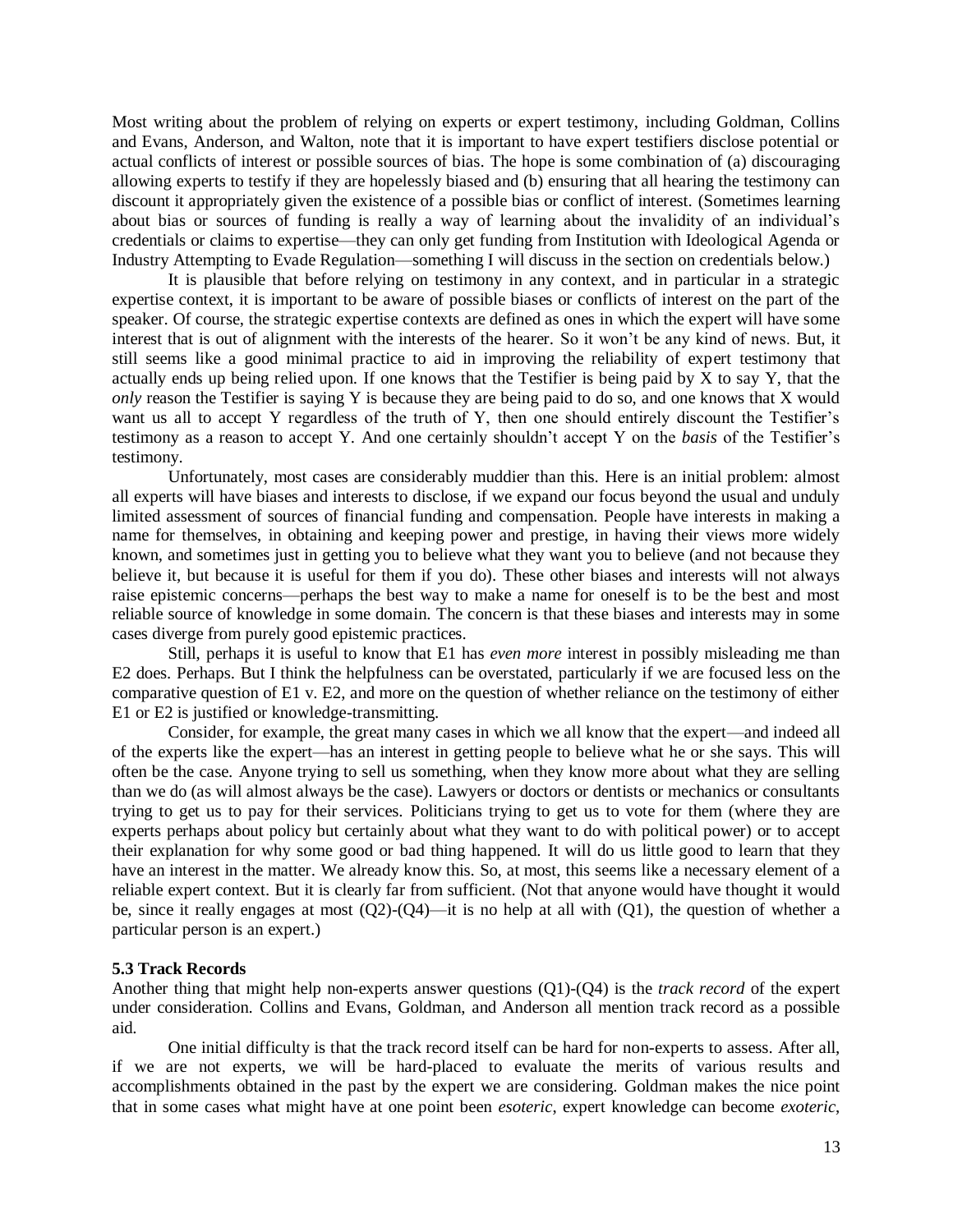Most writing about the problem of relying on experts or expert testimony, including Goldman, Collins and Evans, Anderson, and Walton, note that it is important to have expert testifiers disclose potential or actual conflicts of interest or possible sources of bias. The hope is some combination of (a) discouraging allowing experts to testify if they are hopelessly biased and (b) ensuring that all hearing the testimony can discount it appropriately given the existence of a possible bias or conflict of interest. (Sometimes learning about bias or sources of funding is really a way of learning about the invalidity of an individual's credentials or claims to expertise—they can only get funding from Institution with Ideological Agenda or Industry Attempting to Evade Regulation—something I will discuss in the section on credentials below.)

It is plausible that before relying on testimony in any context, and in particular in a strategic expertise context, it is important to be aware of possible biases or conflicts of interest on the part of the speaker. Of course, the strategic expertise contexts are defined as ones in which the expert will have some interest that is out of alignment with the interests of the hearer. So it won't be any kind of news. But, it still seems like a good minimal practice to aid in improving the reliability of expert testimony that actually ends up being relied upon. If one knows that the Testifier is being paid by X to say Y, that the *only* reason the Testifier is saying Y is because they are being paid to do so, and one knows that X would want us all to accept Y regardless of the truth of Y, then one should entirely discount the Testifier's testimony as a reason to accept Y. And one certainly shouldn't accept Y on the *basis* of the Testifier's testimony.

Unfortunately, most cases are considerably muddier than this. Here is an initial problem: almost all experts will have biases and interests to disclose, if we expand our focus beyond the usual and unduly limited assessment of sources of financial funding and compensation. People have interests in making a name for themselves, in obtaining and keeping power and prestige, in having their views more widely known, and sometimes just in getting you to believe what they want you to believe (and not because they believe it, but because it is useful for them if you do). These other biases and interests will not always raise epistemic concerns—perhaps the best way to make a name for oneself is to be the best and most reliable source of knowledge in some domain. The concern is that these biases and interests may in some cases diverge from purely good epistemic practices.

Still, perhaps it is useful to know that E1 has *even more* interest in possibly misleading me than E2 does. Perhaps. But I think the helpfulness can be overstated, particularly if we are focused less on the comparative question of E1 v. E2, and more on the question of whether reliance on the testimony of either E1 or E2 is justified or knowledge-transmitting.

Consider, for example, the great many cases in which we all know that the expert—and indeed all of the experts like the expert—has an interest in getting people to believe what he or she says. This will often be the case. Anyone trying to sell us something, when they know more about what they are selling than we do (as will almost always be the case). Lawyers or doctors or dentists or mechanics or consultants trying to get us to pay for their services. Politicians trying to get us to vote for them (where they are experts perhaps about policy but certainly about what they want to do with political power) or to accept their explanation for why some good or bad thing happened. It will do us little good to learn that they have an interest in the matter. We already know this. So, at most, this seems like a necessary element of a reliable expert context. But it is clearly far from sufficient. (Not that anyone would have thought it would be, since it really engages at most (Q2)-(Q4)—it is no help at all with (Q1), the question of whether a particular person is an expert.)

### 5.3 Track Records

Another thing that might help non-experts answer questions (Q1)-(Q4) is the *track record* of the expert under consideration. Collins and Evans, Goldman, and Anderson all mention track record as a possible aid.

One initial difficulty is that the track record itself can be hard for non-experts to assess. After all, if we are not experts, we will be hard-placed to evaluate the merits of various results and accomplishments obtained in the past by the expert we are considering. Goldman makes the nice point that in some cases what might have at one point been *esoteric*, expert knowledge can become *exoteric*,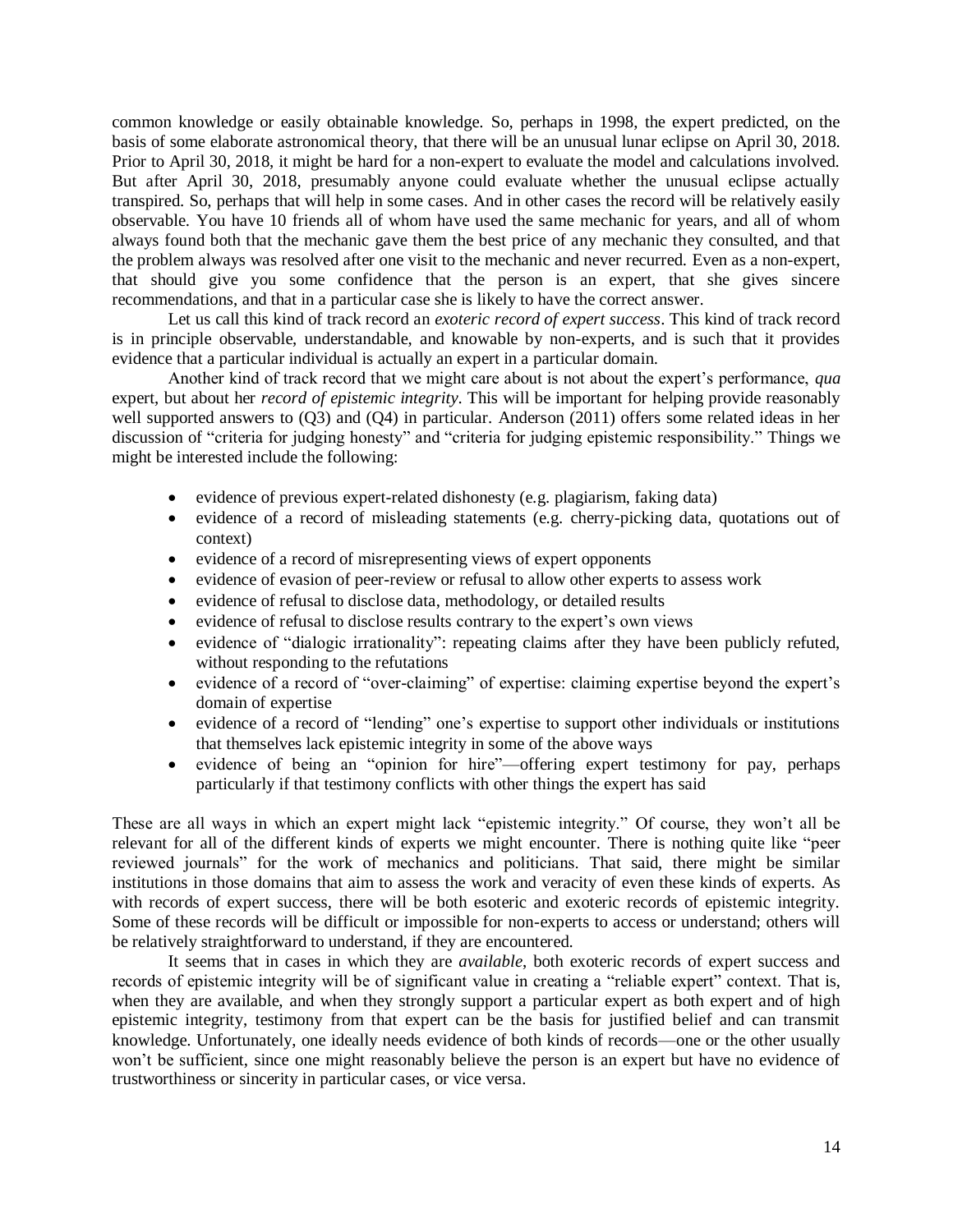common knowledge or easily obtainable knowledge. So, perhaps in 1998, the expert predicted, on the basis of some elaborate astronomical theory, that there will be an unusual lunar eclipse on April 30, 2018. Prior to April 30, 2018, it might be hard for a non-expert to evaluate the model and calculations involved. But after April 30, 2018, presumably anyone could evaluate whether the unusual eclipse actually transpired. So, perhaps that will help in some cases. And in other cases the record will be relatively easily observable. You have 10 friends all of whom have used the same mechanic for years, and all of whom always found both that the mechanic gave them the best price of any mechanic they consulted, and that the problem always was resolved after one visit to the mechanic and never recurred. Even as a non-expert, that should give you some confidence that the person is an expert, that she gives sincere recommendations, and that in a particular case she is likely to have the correct answer.

Let us call this kind of track record an *exoteric record of expert success*. This kind of track record is in principle observable, understandable, and knowable by non-experts, and is such that it provides evidence that a particular individual is actually an expert in a particular domain.

Another kind of track record that we might care about is not about the expert's performance, *qua* expert, but about her *record of epistemic integrity*. This will be important for helping provide reasonably well supported answers to (Q3) and (Q4) in particular. Anderson (2011) offers some related ideas in her discussion of "criteria for judging honesty" and "criteria for judging epistemic responsibility." Things we might be interested include the following:

- evidence of previous expert-related dishonesty (e.g. plagiarism, faking data)
- evidence of a record of misleading statements (e.g. cherry-picking data, quotations out of context)
- evidence of a record of misrepresenting views of expert opponents
- evidence of evasion of peer-review or refusal to allow other experts to assess work
- evidence of refusal to disclose data, methodology, or detailed results
- evidence of refusal to disclose results contrary to the expert's own views
- evidence of "dialogic irrationality": repeating claims after they have been publicly refuted, without responding to the refutations
- evidence of a record of "over-claiming" of expertise: claiming expertise beyond the expert's domain of expertise
- evidence of a record of "lending" one's expertise to support other individuals or institutions that themselves lack epistemic integrity in some of the above ways
- evidence of being an "opinion for hire"—offering expert testimony for pay, perhaps particularly if that testimony conflicts with other things the expert has said

These are all ways in which an expert might lack "epistemic integrity." Of course, they won't all be relevant for all of the different kinds of experts we might encounter. There is nothing quite like "peer reviewed journals" for the work of mechanics and politicians. That said, there might be similar institutions in those domains that aim to assess the work and veracity of even these kinds of experts. As with records of expert success, there will be both esoteric and exoteric records of epistemic integrity. Some of these records will be difficult or impossible for non-experts to access or understand; others will be relatively straightforward to understand, if they are encountered.

It seems that in cases in which they are *available*, both exoteric records of expert success and records of epistemic integrity will be of significant value in creating a "reliable expert" context. That is, when they are available, and when they strongly support a particular expert as both expert and of high epistemic integrity, testimony from that expert can be the basis for justified belief and can transmit knowledge. Unfortunately, one ideally needs evidence of both kinds of records—one or the other usually won't be sufficient, since one might reasonably believe the person is an expert but have no evidence of trustworthiness or sincerity in particular cases, or vice versa.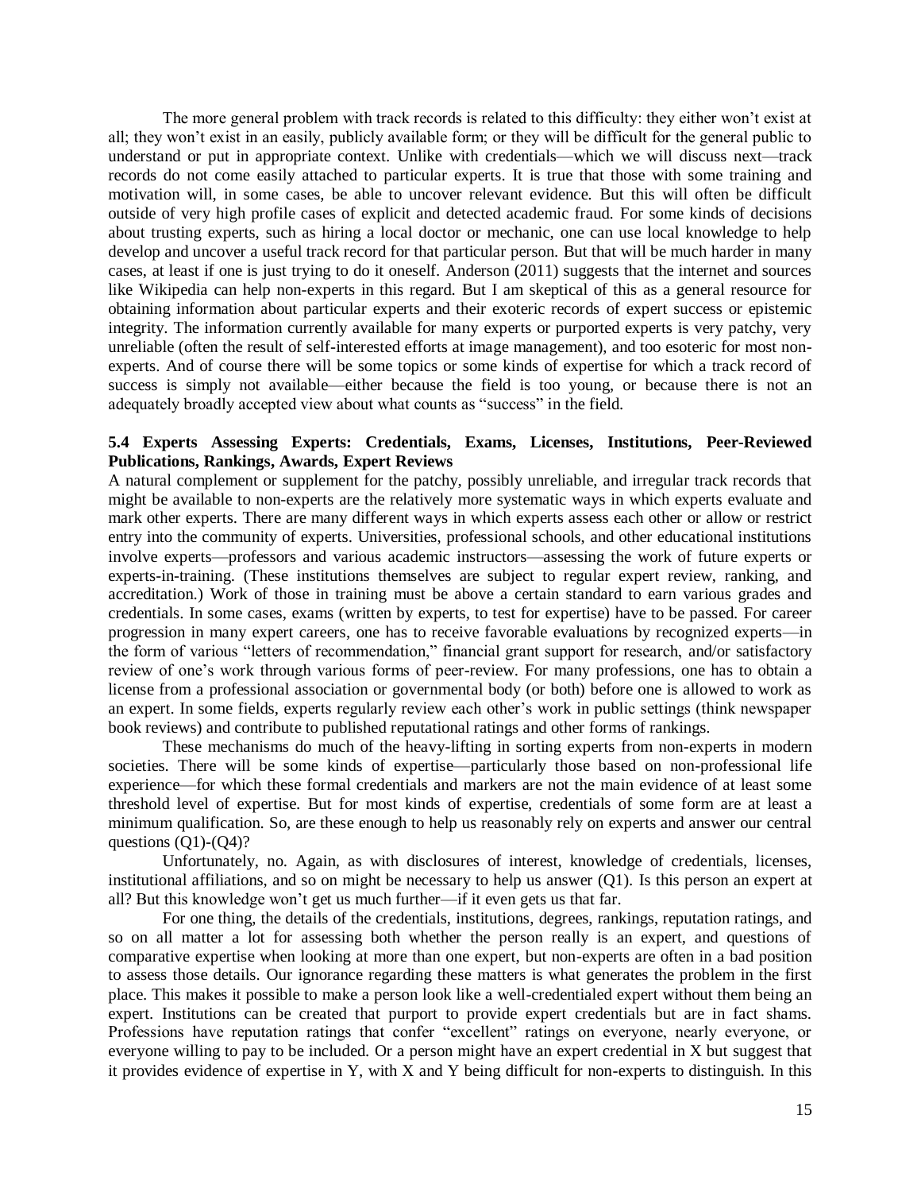The more general problem with track records is related to this difficulty: they either won't exist at all; they won't exist in an easily, publicly available form; or they will be difficult for the general public to understand or put in appropriate context. Unlike with credentials—which we will discuss next—track records do not come easily attached to particular experts. It is true that those with some training and motivation will, in some cases, be able to uncover relevant evidence. But this will often be difficult outside of very high profile cases of explicit and detected academic fraud. For some kinds of decisions about trusting experts, such as hiring a local doctor or mechanic, one can use local knowledge to help develop and uncover a useful track record for that particular person. But that will be much harder in many cases, at least if one is just trying to do it oneself. Anderson (2011) suggests that the internet and sources like Wikipedia can help non-experts in this regard. But I am skeptical of this as a general resource for obtaining information about particular experts and their exoteric records of expert success or epistemic integrity. The information currently available for many experts or purported experts is very patchy, very unreliable (often the result of self-interested efforts at image management), and too esoteric for most non-experts. And of course there will be some topics or some kinds of expertise for which a track record of success is simply not available—either because the field is too young, or because there is not an adequately broadly accepted view about what counts as "success" in the field.

### 5.4 Experts Assessing Experts: Credentials, Exams, Licenses, Institutions, Peer-Reviewed Publications, Rankings, Awards, Expert Reviews

A natural complement or supplement for the patchy, possibly unreliable, and irregular track records that might be available to non-experts are the relatively more systematic ways in which experts evaluate and mark other experts. There are many different ways in which experts assess each other or allow or restrict entry into the community of experts. Universities, professional schools, and other educational institutions involve experts—professors and various academic instructors—assessing the work of future experts or experts-in-training. (These institutions themselves are subject to regular expert review, ranking, and accreditation.) Work of those in training must be above a certain standard to earn various grades and credentials. In some cases, exams (written by experts, to test for expertise) have to be passed. For career progression in many expert careers, one has to receive favorable evaluations by recognized experts—in the form of various "letters of recommendation," financial grant support for research, and/or satisfactory review of one's work through various forms of peer-review. For many professions, one has to obtain a license from a professional association or governmental body (or both) before one is allowed to work as an expert. In some fields, experts regularly review each other's work in public settings (think newspaper book reviews) and contribute to published reputational ratings and other forms of rankings.

These mechanisms do much of the heavy-lifting in sorting experts from non-experts in modern societies. There will be some kinds of expertise—particularly those based on non-professional life experience—for which these formal credentials and markers are not the main evidence of at least some threshold level of expertise. But for most kinds of expertise, credentials of some form are at least a minimum qualification. So, are these enough to help us reasonably rely on experts and answer our central questions (Q1)-(Q4)?

Unfortunately, no. Again, as with disclosures of interest, knowledge of credentials, licenses, institutional affiliations, and so on might be necessary to help us answer (Q1). Is this person an expert at all? But this knowledge won't get us much further—if it even gets us that far.

For one thing, the details of the credentials, institutions, degrees, rankings, reputation ratings, and so on all matter a lot for assessing both whether the person really is an expert, and questions of comparative expertise when looking at more than one expert, but non-experts are often in a bad position to assess those details. Our ignorance regarding these matters is what generates the problem in the first place. This makes it possible to make a person look like a well-credentialed expert without them being an expert. Institutions can be created that purport to provide expert credentials but are in fact shams. Professions have reputation ratings that confer "excellent" ratings on everyone, nearly everyone, or everyone willing to pay to be included. Or a person might have an expert credential in X but suggest that it provides evidence of expertise in Y, with X and Y being difficult for non-experts to distinguish. In this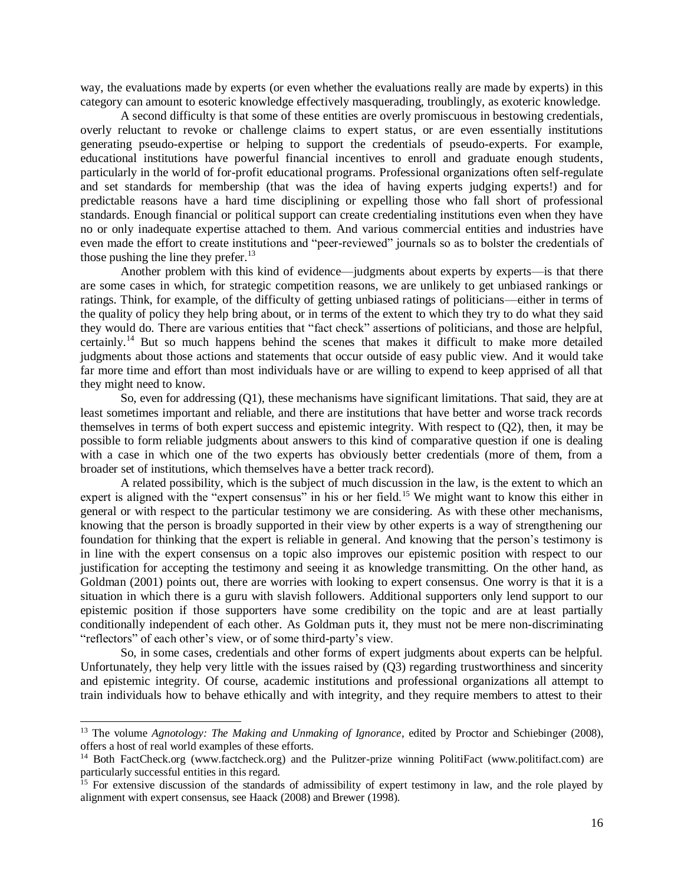way, the evaluations made by experts (or even whether the evaluations really are made by experts) in this category can amount to esoteric knowledge effectively masquerading, troublingly, as exoteric knowledge.

A second difficulty is that some of these entities are overly promiscuous in bestowing credentials, overly reluctant to revoke or challenge claims to expert status, or are even essentially institutions generating pseudo-expertise or helping to support the credentials of pseudo-experts. For example, educational institutions have powerful financial incentives to enroll and graduate enough students, particularly in the world of for-profit educational programs. Professional organizations often self-regulate and set standards for membership (that was the idea of having experts judging experts!) and for predictable reasons have a hard time disciplining or expelling those who fall short of professional standards. Enough financial or political support can create credentialing institutions even when they have no or only inadequate expertise attached to them. And various commercial entities and industries have even made the effort to create institutions and "peer-reviewed" journals so as to bolster the credentials of those pushing the line they prefer.[13]

Another problem with this kind of evidence—judgments about experts by experts—is that there are some cases in which, for strategic competition reasons, we are unlikely to get unbiased rankings or ratings. Think, for example, of the difficulty of getting unbiased ratings of politicians—either in terms of the quality of policy they help bring about, or in terms of the extent to which they try to do what they said they would do. There are various entities that "fact check" assertions of politicians, and those are helpful, certainly.[14] But so much happens behind the scenes that makes it difficult to make more detailed judgments about those actions and statements that occur outside of easy public view. And it would take far more time and effort than most individuals have or are willing to expend to keep apprised of all that they might need to know.

So, even for addressing (Q1), these mechanisms have significant limitations. That said, they are at least sometimes important and reliable, and there are institutions that have better and worse track records themselves in terms of both expert success and epistemic integrity. With respect to (Q2), then, it may be possible to form reliable judgments about answers to this kind of comparative question if one is dealing with a case in which one of the two experts has obviously better credentials (more of them, from a broader set of institutions, which themselves have a better track record).

A related possibility, which is the subject of much discussion in the law, is the extent to which an expert is aligned with the "expert consensus" in his or her field.[15] We might want to know this either in general or with respect to the particular testimony we are considering. As with these other mechanisms, knowing that the person is broadly supported in their view by other experts is a way of strengthening our foundation for thinking that the expert is reliable in general. And knowing that the person's testimony is in line with the expert consensus on a topic also improves our epistemic position with respect to our justification for accepting the testimony and seeing it as knowledge transmitting. On the other hand, as Goldman (2001) points out, there are worries with looking to expert consensus. One worry is that it is a situation in which there is a guru with slavish followers. Additional supporters only lend support to our epistemic position if those supporters have some credibility on the topic and are at least partially conditionally independent of each other. As Goldman puts it, they must not be mere non-discriminating "reflectors" of each other's view, or of some third-party's view.

So, in some cases, credentials and other forms of expert judgments about experts can be helpful. Unfortunately, they help very little with the issues raised by (Q3) regarding trustworthiness and sincerity and epistemic integrity. Of course, academic institutions and professional organizations all attempt to train individuals how to behave ethically and with integrity, and they require members to attest to their

---

[13] The volume *Agnotology: The Making and Unmaking of Ignorance*, edited by Proctor and Schiebinger (2008), offers a host of real world examples of these efforts.

[14] Both FactCheck.org (www.factcheck.org) and the Pulitzer-prize winning PolitiFact (www.politifact.com) are particularly successful entities in this regard.

[15] For extensive discussion of the standards of admissibility of expert testimony in law, and the role played by alignment with expert consensus, see Haack (2008) and Brewer (1998).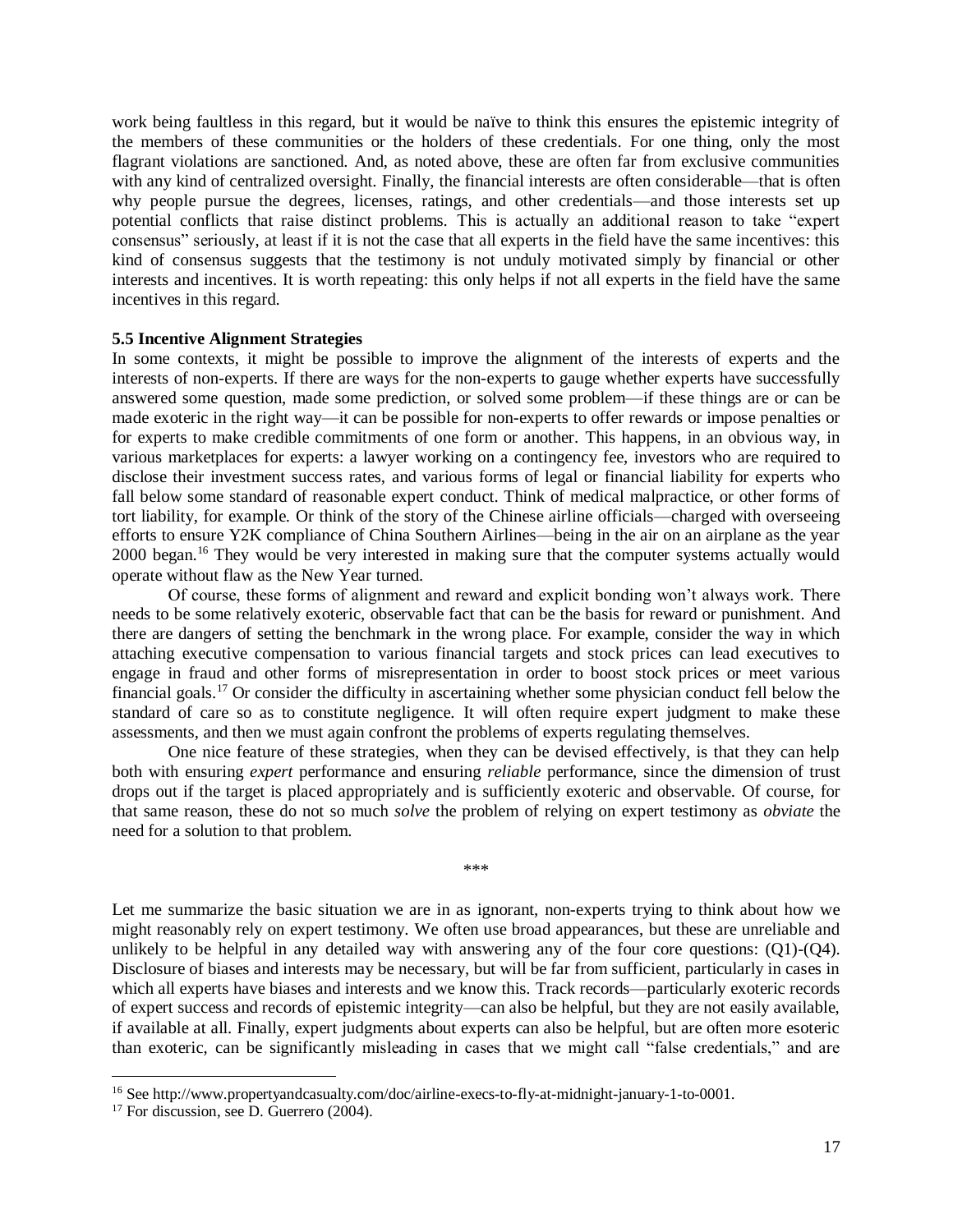work being faultless in this regard, but it would be naïve to think this ensures the epistemic integrity of the members of these communities or the holders of these credentials. For one thing, only the most flagrant violations are sanctioned. And, as noted above, these are often far from exclusive communities with any kind of centralized oversight. Finally, the financial interests are often considerable—that is often why people pursue the degrees, licenses, ratings, and other credentials—and those interests set up potential conflicts that raise distinct problems. This is actually an additional reason to take "expert consensus" seriously, at least if it is not the case that all experts in the field have the same incentives: this kind of consensus suggests that the testimony is not unduly motivated simply by financial or other interests and incentives. It is worth repeating: this only helps if not all experts in the field have the same incentives in this regard.

**5.5 Incentive Alignment Strategies**

In some contexts, it might be possible to improve the alignment of the interests of experts and the interests of non-experts. If there are ways for the non-experts to gauge whether experts have successfully answered some question, made some prediction, or solved some problem—if these things are or can be made exoteric in the right way—it can be possible for non-experts to offer rewards or impose penalties or for experts to make credible commitments of one form or another. This happens, in an obvious way, in various marketplaces for experts: a lawyer working on a contingency fee, investors who are required to disclose their investment success rates, and various forms of legal or financial liability for experts who fall below some standard of reasonable expert conduct. Think of medical malpractice, or other forms of tort liability, for example. Or think of the story of the Chinese airline officials—charged with overseeing efforts to ensure Y2K compliance of China Southern Airlines—being in the air on an airplane as the year 2000 began.[16] They would be very interested in making sure that the computer systems actually would operate without flaw as the New Year turned.

Of course, these forms of alignment and reward and explicit bonding won't always work. There needs to be some relatively exoteric, observable fact that can be the basis for reward or punishment. And there are dangers of setting the benchmark in the wrong place. For example, consider the way in which attaching executive compensation to various financial targets and stock prices can lead executives to engage in fraud and other forms of misrepresentation in order to boost stock prices or meet various financial goals.[17] Or consider the difficulty in ascertaining whether some physician conduct fell below the standard of care so as to constitute negligence. It will often require expert judgment to make these assessments, and then we must again confront the problems of experts regulating themselves.

One nice feature of these strategies, when they can be devised effectively, is that they can help both with ensuring *expert* performance and ensuring *reliable* performance, since the dimension of trust drops out if the target is placed appropriately and is sufficiently exoteric and observable. Of course, for that same reason, these do not so much *solve* the problem of relying on expert testimony as *obviate* the need for a solution to that problem.

\*\*\*

Let me summarize the basic situation we are in as ignorant, non-experts trying to think about how we might reasonably rely on expert testimony. We often use broad appearances, but these are unreliable and unlikely to be helpful in any detailed way with answering any of the four core questions: (Q1)-(Q4). Disclosure of biases and interests may be necessary, but will be far from sufficient, particularly in cases in which all experts have biases and interests and we know this. Track records—particularly exoteric records of expert success and records of epistemic integrity—can also be helpful, but they are not easily available, if available at all. Finally, expert judgments about experts can also be helpful, but are often more esoteric than exoteric, can be significantly misleading in cases that we might call "false credentials," and are

[16] See http://www.propertyandcasualty.com/doc/airline-execs-to-fly-at-midnight-january-1-to-0001.

[17] For discussion, see D. Guerrero (2004).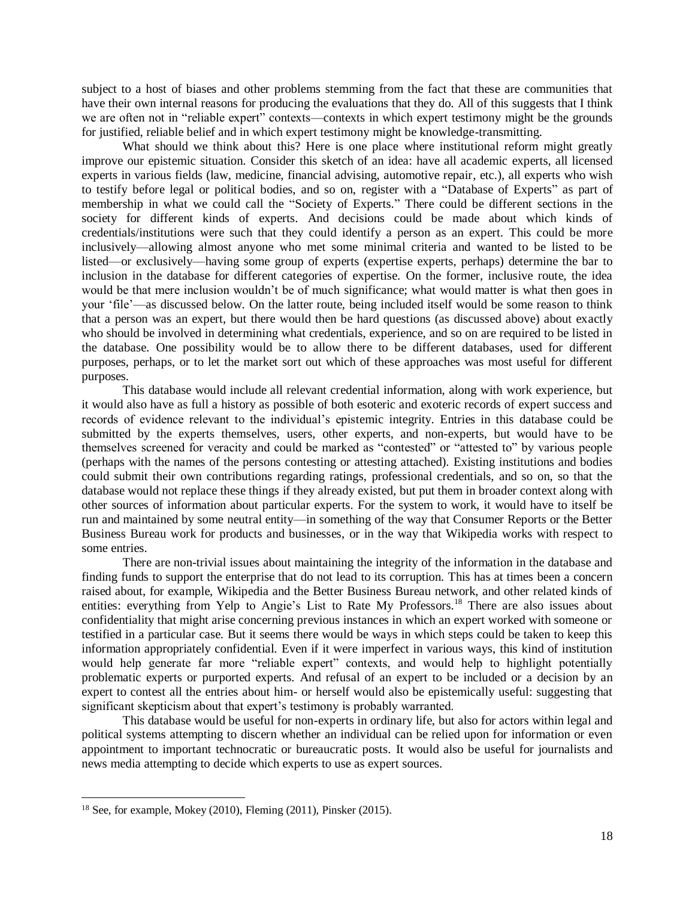subject to a host of biases and other problems stemming from the fact that these are communities that have their own internal reasons for producing the evaluations that they do. All of this suggests that I think we are often not in "reliable expert" contexts—contexts in which expert testimony might be the grounds for justified, reliable belief and in which expert testimony might be knowledge-transmitting.

What should we think about this? Here is one place where institutional reform might greatly improve our epistemic situation. Consider this sketch of an idea: have all academic experts, all licensed experts in various fields (law, medicine, financial advising, automotive repair, etc.), all experts who wish to testify before legal or political bodies, and so on, register with a "Database of Experts" as part of membership in what we could call the "Society of Experts." There could be different sections in the society for different kinds of experts. And decisions could be made about which kinds of credentials/institutions were such that they could identify a person as an expert. This could be more inclusively—allowing almost anyone who met some minimal criteria and wanted to be listed to be listed—or exclusively—having some group of experts (expertise experts, perhaps) determine the bar to inclusion in the database for different categories of expertise. On the former, inclusive route, the idea would be that mere inclusion wouldn't be of much significance; what would matter is what then goes in your 'file'—as discussed below. On the latter route, being included itself would be some reason to think that a person was an expert, but there would then be hard questions (as discussed above) about exactly who should be involved in determining what credentials, experience, and so on are required to be listed in the database. One possibility would be to allow there to be different databases, used for different purposes, perhaps, or to let the market sort out which of these approaches was most useful for different purposes.

This database would include all relevant credential information, along with work experience, but it would also have as full a history as possible of both esoteric and exoteric records of expert success and records of evidence relevant to the individual's epistemic integrity. Entries in this database could be submitted by the experts themselves, users, other experts, and non-experts, but would have to be themselves screened for veracity and could be marked as "contested" or "attested to" by various people (perhaps with the names of the persons contesting or attesting attached). Existing institutions and bodies could submit their own contributions regarding ratings, professional credentials, and so on, so that the database would not replace these things if they already existed, but put them in broader context along with other sources of information about particular experts. For the system to work, it would have to itself be run and maintained by some neutral entity—in something of the way that Consumer Reports or the Better Business Bureau work for products and businesses, or in the way that Wikipedia works with respect to some entries.

There are non-trivial issues about maintaining the integrity of the information in the database and finding funds to support the enterprise that do not lead to its corruption. This has at times been a concern raised about, for example, Wikipedia and the Better Business Bureau network, and other related kinds of entities: everything from Yelp to Angie's List to Rate My Professors.[18] There are also issues about confidentiality that might arise concerning previous instances in which an expert worked with someone or testified in a particular case. But it seems there would be ways in which steps could be taken to keep this information appropriately confidential. Even if it were imperfect in various ways, this kind of institution would help generate far more "reliable expert" contexts, and would help to highlight potentially problematic experts or purported experts. And refusal of an expert to be included or a decision by an expert to contest all the entries about him- or herself would also be epistemically useful: suggesting that significant skepticism about that expert's testimony is probably warranted.

This database would be useful for non-experts in ordinary life, but also for actors within legal and political systems attempting to discern whether an individual can be relied upon for information or even appointment to important technocratic or bureaucratic posts. It would also be useful for journalists and news media attempting to decide which experts to use as expert sources.

[18] See, for example, Mokey (2010), Fleming (2011), Pinsker (2015).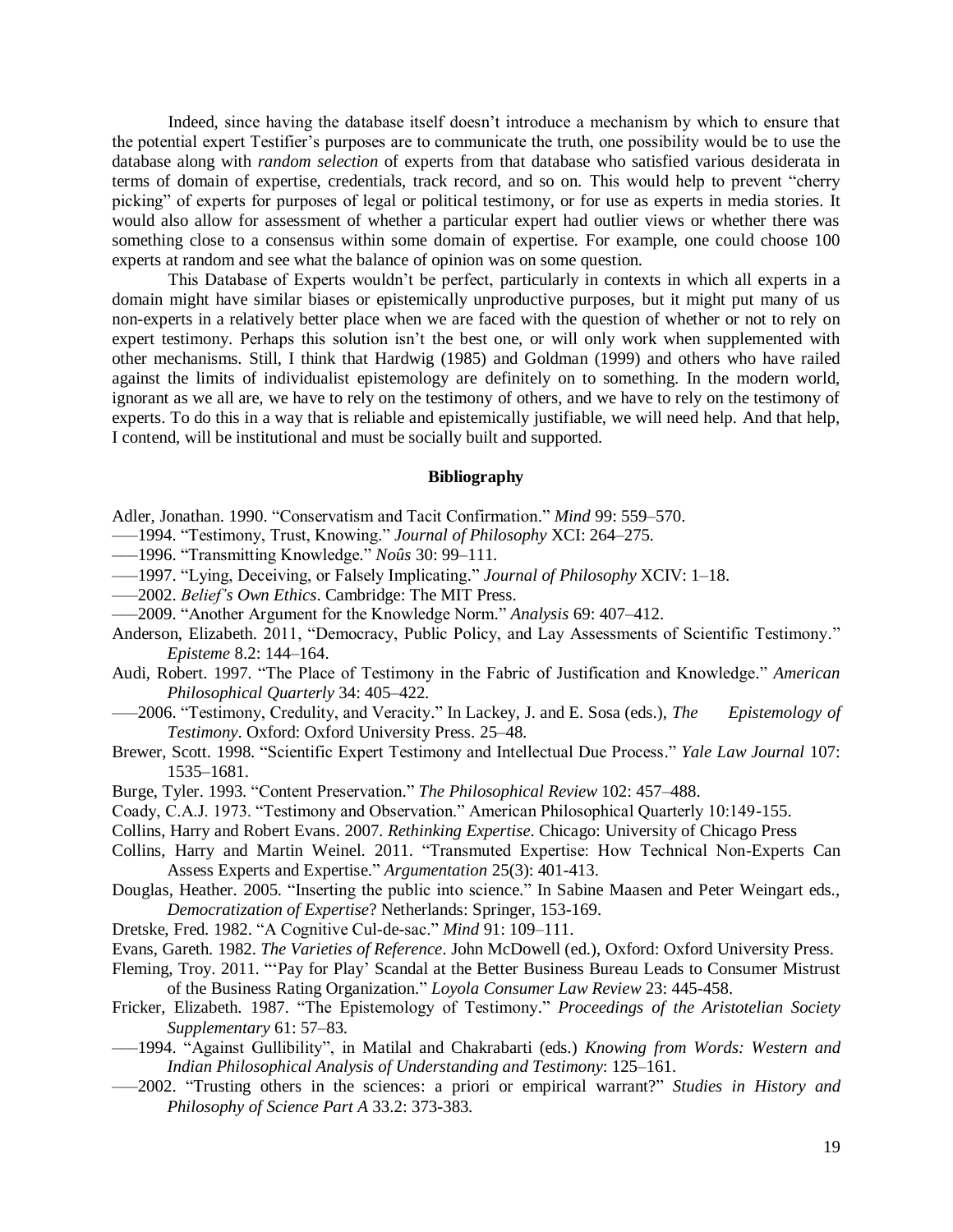Indeed, since having the database itself doesn't introduce a mechanism by which to ensure that the potential expert Testifier's purposes are to communicate the truth, one possibility would be to use the database along with *random selection* of experts from that database who satisfied various desiderata in terms of domain of expertise, credentials, track record, and so on. This would help to prevent "cherry picking" of experts for purposes of legal or political testimony, or for use as experts in media stories. It would also allow for assessment of whether a particular expert had outlier views or whether there was something close to a consensus within some domain of expertise. For example, one could choose 100 experts at random and see what the balance of opinion was on some question.

This Database of Experts wouldn't be perfect, particularly in contexts in which all experts in a domain might have similar biases or epistemically unproductive purposes, but it might put many of us non-experts in a relatively better place when we are faced with the question of whether or not to rely on expert testimony. Perhaps this solution isn't the best one, or will only work when supplemented with other mechanisms. Still, I think that Hardwig (1985) and Goldman (1999) and others who have railed against the limits of individualist epistemology are definitely on to something. In the modern world, ignorant as we all are, we have to rely on the testimony of others, and we have to rely on the testimony of experts. To do this in a way that is reliable and epistemically justifiable, we will need help. And that help, I contend, will be institutional and must be socially built and supported.

## Bibliography

Adler, Jonathan. 1990. "Conservatism and Tacit Confirmation." *Mind* 99: 559–570.

——1994. "Testimony, Trust, Knowing." *Journal of Philosophy* XCI: 264–275.

——1996. "Transmitting Knowledge." *Noûs* 30: 99–111.

——1997. "Lying, Deceiving, or Falsely Implicating." *Journal of Philosophy* XCIV: 1–18.

——2002. *Belief's Own Ethics*. Cambridge: The MIT Press.

——2009. "Another Argument for the Knowledge Norm." *Analysis* 69: 407–412.

Anderson, Elizabeth. 2011, "Democracy, Public Policy, and Lay Assessments of Scientific Testimony." *Episteme* 8.2: 144–164.

Audi, Robert. 1997. "The Place of Testimony in the Fabric of Justification and Knowledge." *American Philosophical Quarterly* 34: 405–422.

——2006. "Testimony, Credulity, and Veracity." In Lackey, J. and E. Sosa (eds.), *The Epistemology of Testimony*. Oxford: Oxford University Press. 25–48.

Brewer, Scott. 1998. "Scientific Expert Testimony and Intellectual Due Process." *Yale Law Journal* 107: 1535–1681.

Burge, Tyler. 1993. "Content Preservation." *The Philosophical Review* 102: 457–488.

Coady, C.A.J. 1973. "Testimony and Observation." American Philosophical Quarterly 10:149-155.

Collins, Harry and Robert Evans. 2007. *Rethinking Expertise*. Chicago: University of Chicago Press

Collins, Harry and Martin Weinel. 2011. "Transmuted Expertise: How Technical Non-Experts Can Assess Experts and Expertise." *Argumentation* 25(3): 401-413.

Douglas, Heather. 2005. "Inserting the public into science." In Sabine Maasen and Peter Weingart eds., *Democratization of Expertise*? Netherlands: Springer, 153-169.

Dretske, Fred. 1982. "A Cognitive Cul-de-sac." *Mind* 91: 109–111.

Evans, Gareth. 1982. *The Varieties of Reference*. John McDowell (ed.), Oxford: Oxford University Press.

Fleming, Troy. 2011. "'Pay for Play' Scandal at the Better Business Bureau Leads to Consumer Mistrust of the Business Rating Organization." *Loyola Consumer Law Review* 23: 445-458.

Fricker, Elizabeth. 1987. "The Epistemology of Testimony." *Proceedings of the Aristotelian Society Supplementary* 61: 57–83.

——1994. "Against Gullibility", in Matilal and Chakrabarti (eds.) *Knowing from Words: Western and Indian Philosophical Analysis of Understanding and Testimony*: 125–161.

——2002. "Trusting others in the sciences: a priori or empirical warrant?" *Studies in History and Philosophy of Science Part A* 33.2: 373-383.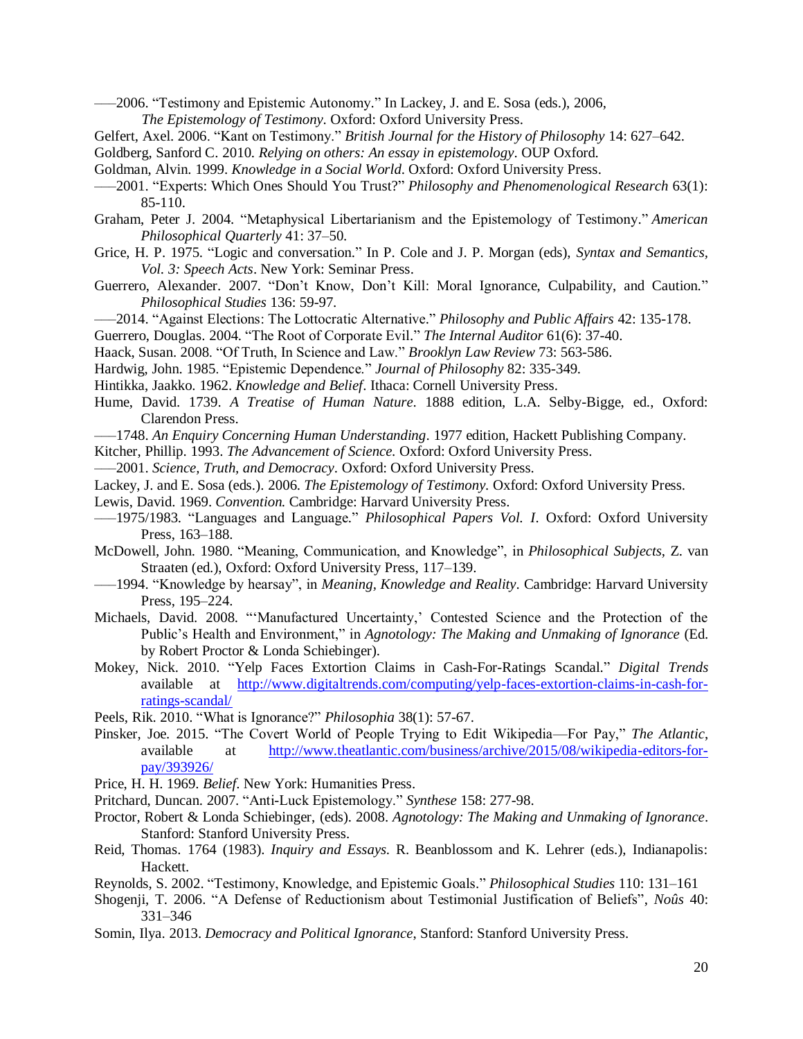–––2006. "Testimony and Epistemic Autonomy." In Lackey, J. and E. Sosa (eds.), 2006, *The Epistemology of Testimony*. Oxford: Oxford University Press.

Gelfert, Axel. 2006. "Kant on Testimony." *British Journal for the History of Philosophy* 14: 627–642.

Goldberg, Sanford C. 2010. *Relying on others: An essay in epistemology*. OUP Oxford.

Goldman, Alvin. 1999. *Knowledge in a Social World*. Oxford: Oxford University Press.

–––2001. "Experts: Which Ones Should You Trust?" *Philosophy and Phenomenological Research* 63(1): 85-110.

Graham, Peter J. 2004. "Metaphysical Libertarianism and the Epistemology of Testimony." *American Philosophical Quarterly* 41: 37–50.

Grice, H. P. 1975. "Logic and conversation." In P. Cole and J. P. Morgan (eds), *Syntax and Semantics, Vol. 3: Speech Acts*. New York: Seminar Press.

Guerrero, Alexander. 2007. "Don't Know, Don't Kill: Moral Ignorance, Culpability, and Caution." *Philosophical Studies* 136: 59-97.

–––2014. "Against Elections: The Lottocratic Alternative." *Philosophy and Public Affairs* 42: 135-178.

Guerrero, Douglas. 2004. "The Root of Corporate Evil." *The Internal Auditor* 61(6): 37-40.

Haack, Susan. 2008. "Of Truth, In Science and Law." *Brooklyn Law Review* 73: 563-586.

Hardwig, John. 1985. "Epistemic Dependence." *Journal of Philosophy* 82: 335-349.

Hintikka, Jaakko. 1962. *Knowledge and Belief*. Ithaca: Cornell University Press.

Hume, David. 1739. *A Treatise of Human Nature*. 1888 edition, L.A. Selby-Bigge, ed., Oxford: Clarendon Press.

–––1748. *An Enquiry Concerning Human Understanding*. 1977 edition, Hackett Publishing Company.

Kitcher, Phillip. 1993. *The Advancement of Science.* Oxford: Oxford University Press.

–––2001. *Science, Truth, and Democracy*. Oxford: Oxford University Press.

Lackey, J. and E. Sosa (eds.). 2006. *The Epistemology of Testimony.* Oxford: Oxford University Press.

Lewis, David. 1969. *Convention.* Cambridge: Harvard University Press.

–––1975/1983. "Languages and Language." *Philosophical Papers Vol. I*. Oxford: Oxford University Press, 163–188.

McDowell, John. 1980. "Meaning, Communication, and Knowledge", in *Philosophical Subjects*, Z. van Straaten (ed.), Oxford: Oxford University Press, 117–139.

–––1994. "Knowledge by hearsay", in *Meaning, Knowledge and Reality*. Cambridge: Harvard University Press, 195–224.

Michaels, David. 2008. "'Manufactured Uncertainty,' Contested Science and the Protection of the Public's Health and Environment," in *Agnotology: The Making and Unmaking of Ignorance* (Ed. by Robert Proctor & Londa Schiebinger).

Mokey, Nick. 2010. "Yelp Faces Extortion Claims in Cash-For-Ratings Scandal." *Digital Trends* available at http://www.digitaltrends.com/computing/yelp-faces-extortion-claims-in-cash-for-ratings-scandal/

Peels, Rik. 2010. "What is Ignorance?" *Philosophia* 38(1): 57-67.

Pinsker, Joe. 2015. "The Covert World of People Trying to Edit Wikipedia—For Pay," *The Atlantic*, available at http://www.theatlantic.com/business/archive/2015/08/wikipedia-editors-for-pay/393926/

Price, H. H. 1969. *Belief*. New York: Humanities Press.

Pritchard, Duncan. 2007. "Anti-Luck Epistemology." *Synthese* 158: 277-98.

Proctor, Robert & Londa Schiebinger, (eds). 2008. *Agnotology: The Making and Unmaking of Ignorance*. Stanford: Stanford University Press.

Reid, Thomas. 1764 (1983). *Inquiry and Essays.* R. Beanblossom and K. Lehrer (eds.), Indianapolis: Hackett.

Reynolds, S. 2002. "Testimony, Knowledge, and Epistemic Goals." *Philosophical Studies* 110: 131–161

Shogenji, T. 2006. "A Defense of Reductionism about Testimonial Justification of Beliefs", *Noûs* 40: 331–346

Somin, Ilya. 2013. *Democracy and Political Ignorance*, Stanford: Stanford University Press.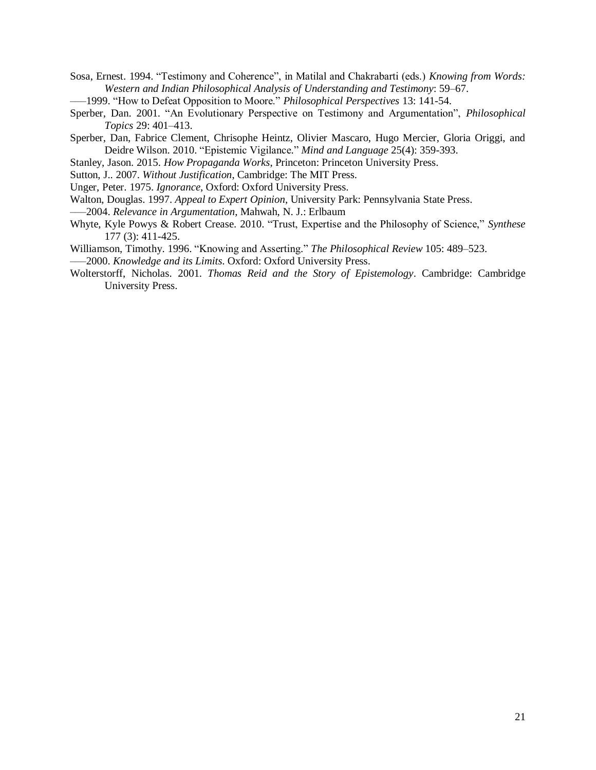Sosa, Ernest. 1994. "Testimony and Coherence", in Matilal and Chakrabarti (eds.) *Knowing from Words: Western and Indian Philosophical Analysis of Understanding and Testimony*: 59–67.

–––1999. "How to Defeat Opposition to Moore." *Philosophical Perspectives* 13: 141-54.

Sperber, Dan. 2001. "An Evolutionary Perspective on Testimony and Argumentation", *Philosophical Topics* 29: 401–413.

Sperber, Dan, Fabrice Clement, Chrisophe Heintz, Olivier Mascaro, Hugo Mercier, Gloria Origgi, and Deidre Wilson. 2010. "Epistemic Vigilance." *Mind and Language* 25(4): 359-393.

Stanley, Jason. 2015. *How Propaganda Works*, Princeton: Princeton University Press.

Sutton, J.. 2007. *Without Justification*, Cambridge: The MIT Press.

Unger, Peter. 1975. *Ignorance*, Oxford: Oxford University Press.

Walton, Douglas. 1997. *Appeal to Expert Opinion*, University Park: Pennsylvania State Press.

–––2004. *Relevance in Argumentation*, Mahwah, N. J.: Erlbaum

Whyte, Kyle Powys & Robert Crease. 2010. "Trust, Expertise and the Philosophy of Science," *Synthese* 177 (3): 411-425.

Williamson, Timothy. 1996. "Knowing and Asserting." *The Philosophical Review* 105: 489–523.

–––2000. *Knowledge and its Limits*. Oxford: Oxford University Press.

Wolterstorff, Nicholas. 2001. *Thomas Reid and the Story of Epistemology*. Cambridge: Cambridge University Press.